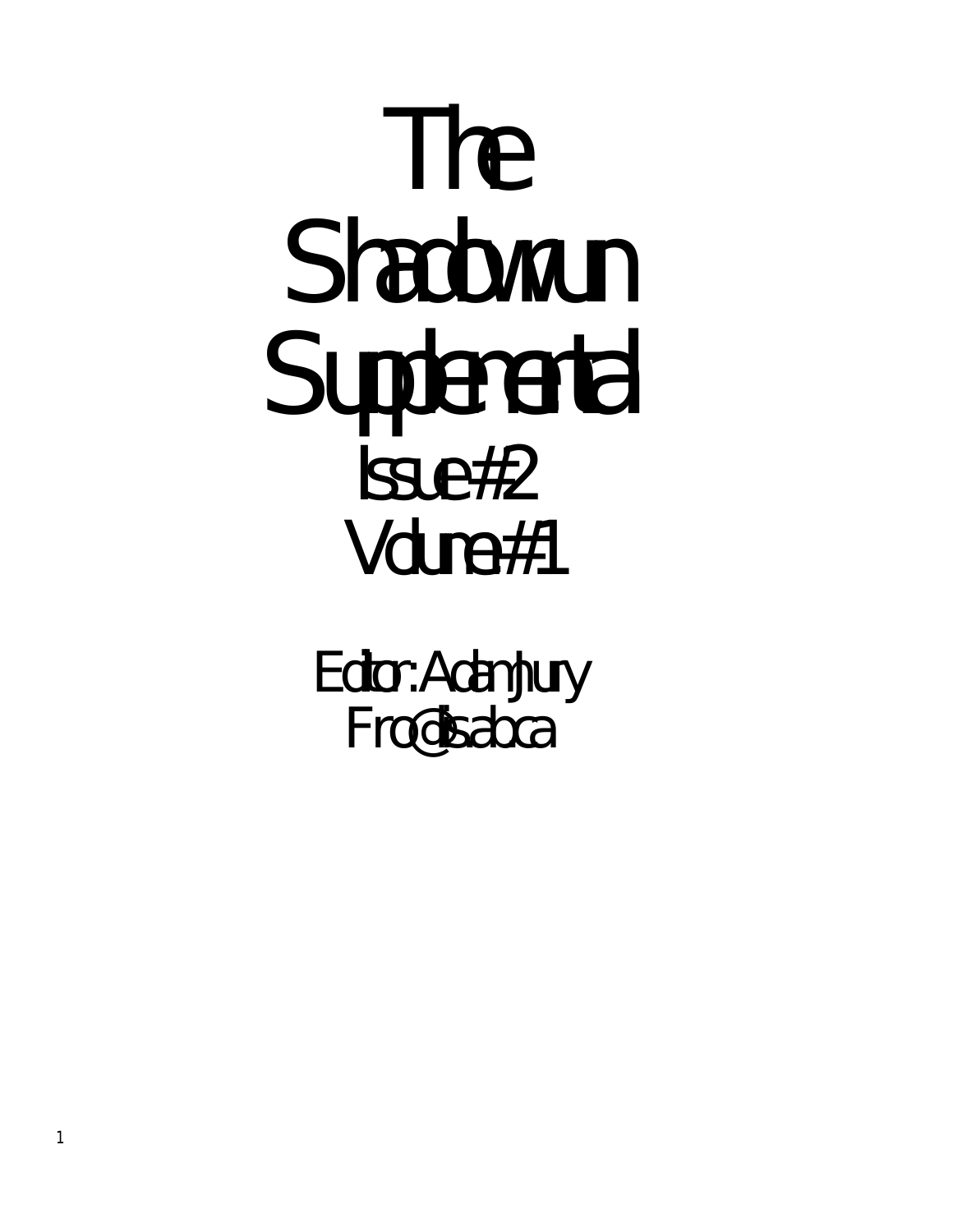# The Shadowrun Supplemental

## Issue #2
## Volume #1

Editor: Adam Jury
Frodo@sas.ab.ca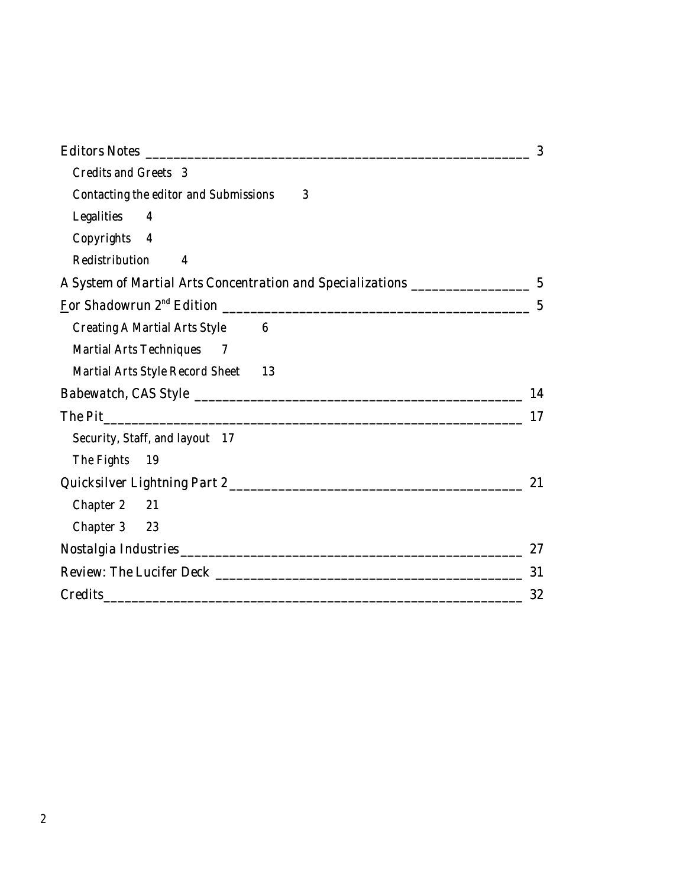Editors Notes ________________________________________________________ 3

- Credits and Greets 3
- Contacting the editor and Submissions 3
- Legalities 4
- Copyrights 4
- Redistribution 4

A System of Martial Arts Concentration and Specializations ________________ 5

For Shadowrun 2nd Edition ___________________________________________ 5

- Creating A Martial Arts Style 6
- Martial Arts Techniques 7
- Martial Arts Style Record Sheet 13

Babewatch, CAS Style ______________________________________________ 14

The Pit___________________________________________________________ 17

- Security, Staff, and layout 17
- The Fights 19

Quicksilver Lightning Part 2________________________________________ 21

- Chapter 2 21
- Chapter 3 23

Nostalgia Industries_______________________________________________ 27

Review: The Lucifer Deck __________________________________________ 31

Credits___________________________________________________________ 32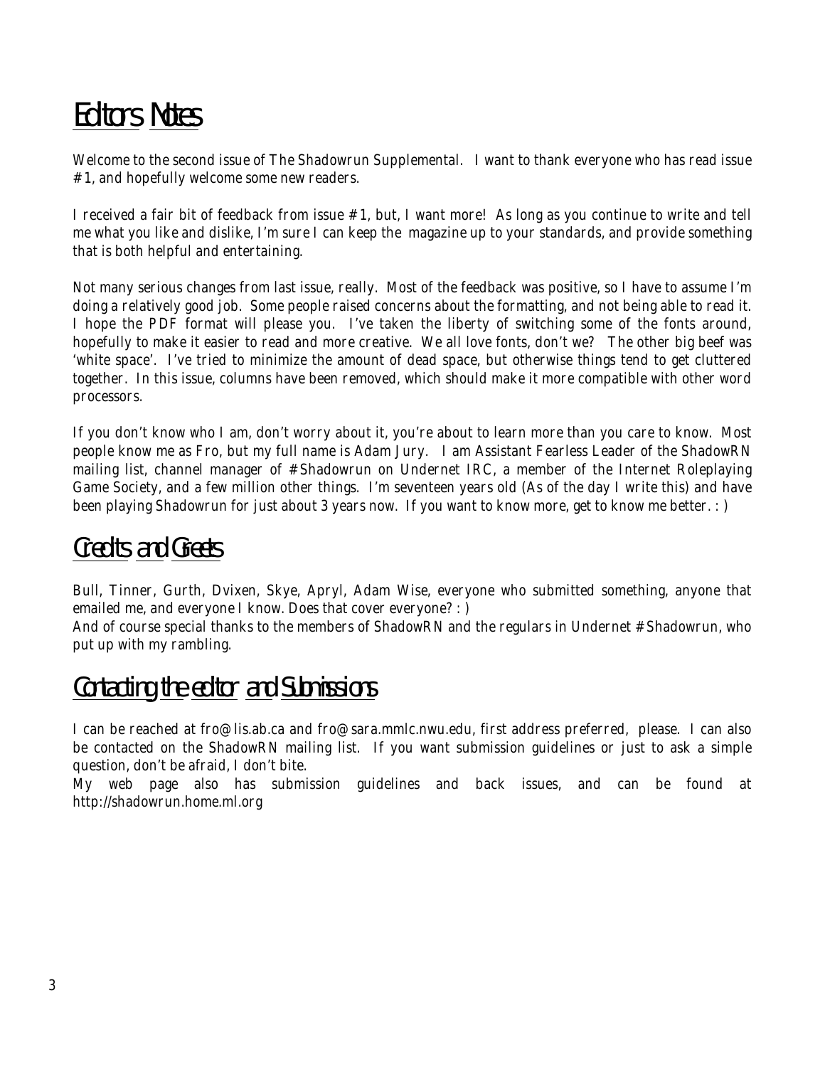# Editors Notes

Welcome to the second issue of The Shadowrun Supplemental. I want to thank everyone who has read issue #1, and hopefully welcome some new readers.

I received a fair bit of feedback from issue #1, but, I want more! As long as you continue to write and tell me what you like and dislike, I'm sure I can keep the magazine up to your standards, and provide something that is both helpful and entertaining.

Not many serious changes from last issue, really. Most of the feedback was positive, so I have to assume I'm doing a relatively good job. Some people raised concerns about the formatting, and not being able to read it. I hope the PDF format will please you. I've taken the liberty of switching some of the fonts around, hopefully to make it easier to read and more creative. We all love fonts, don't we? The other big beef was 'white space'. I've tried to minimize the amount of dead space, but otherwise things tend to get cluttered together. In this issue, columns have been removed, which should make it more compatible with other word processors.

If you don't know who I am, don't worry about it, you're about to learn more than you care to know. Most people know me as Fro, but my full name is Adam Jury. I am Assistant Fearless Leader of the ShadowRN mailing list, channel manager of #Shadowrun on Undernet IRC, a member of the Internet Roleplaying Game Society, and a few million other things. I'm seventeen years old (As of the day I write this) and have been playing Shadowrun for just about 3 years now. If you want to know more, get to know me better. : )

## Credits and Greets

Bull, Tinner, Gurth, Dvixen, Skye, Apryl, Adam Wise, everyone who submitted something, anyone that emailed me, and everyone I know. Does that cover everyone? : )
And of course special thanks to the members of ShadowRN and the regulars in Undernet #Shadowrun, who put up with my rambling.

## Contacting the editor and Submissions

I can be reached at fro@lis.ab.ca and fro@sara.mmlc.nwu.edu, first address preferred, please. I can also be contacted on the ShadowRN mailing list. If you want submission guidelines or just to ask a simple question, don't be afraid, I don't bite.
My web page also has submission guidelines and back issues, and can be found at http://shadowrun.home.ml.org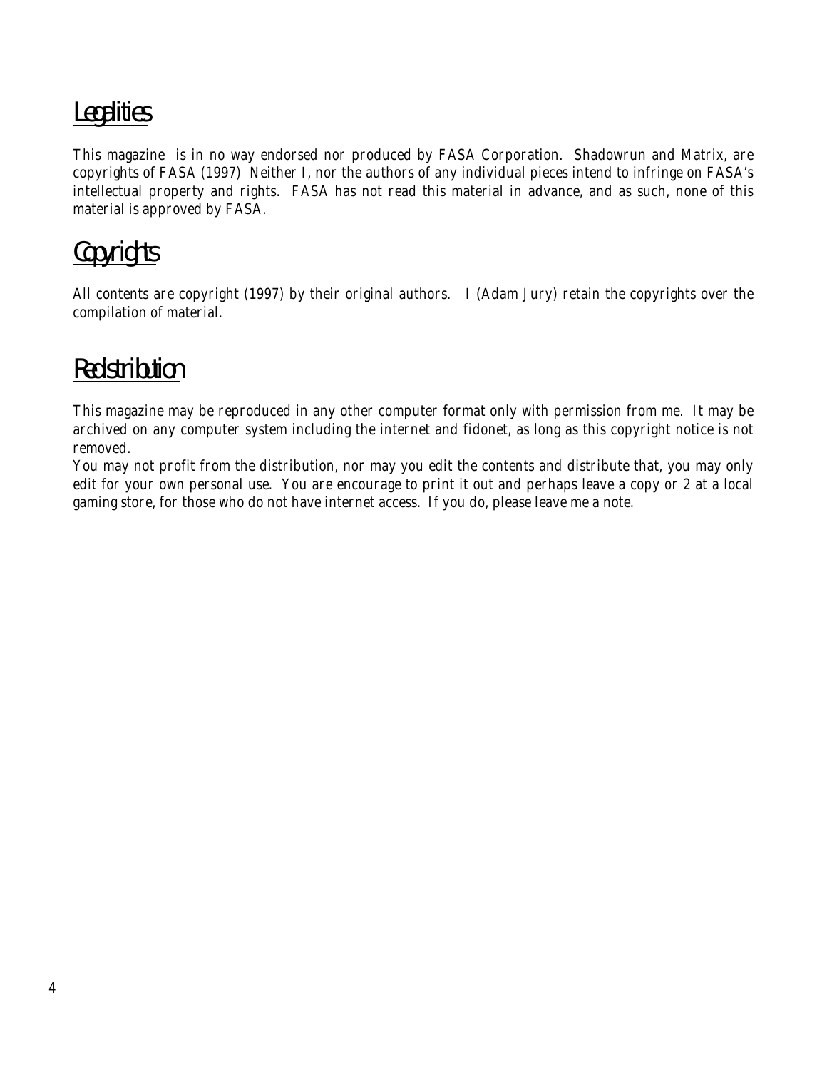## Legalities

This magazine  is in no way endorsed nor produced by FASA Corporation.  Shadowrun and Matrix, are copyrights of FASA (1997)  Neither I, nor the authors of any individual pieces intend to infringe on FASA's intellectual property and rights.  FASA has not read this material in advance, and as such, none of this material is approved by FASA.

## Copyrights

All contents are copyright (1997) by their original authors.   I (Adam Jury) retain the copyrights over the compilation of material.

## Redistribution

This magazine may be reproduced in any other computer format only with permission from me.  It may be archived on any computer system including the internet and fidonet, as long as this copyright notice is not removed.

You may not profit from the distribution, nor may you edit the contents and distribute that, you may only edit for your own personal use.  You are encourage to print it out and perhaps leave a copy or 2 at a local gaming store, for those who do not have internet access.  If you do, please leave me a note.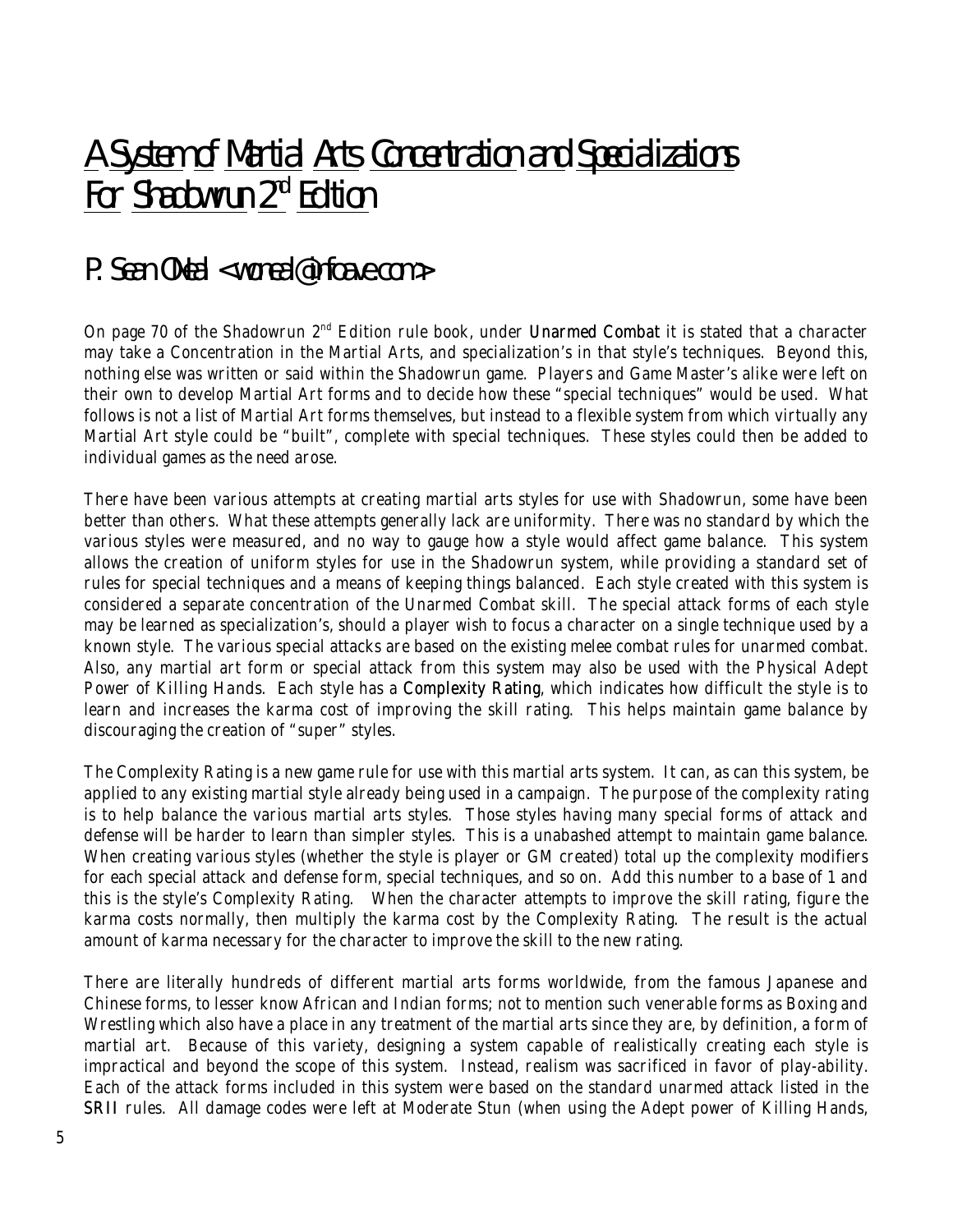# A System of Martial Arts Concentration and Specializations For Shadowrun 2nd Edition

## P. Sean O'Neal <woneal@infoave.com>

On page 70 of the Shadowrun 2nd Edition rule book, under **Unarmed Combat** it is stated that a character may take a Concentration in the Martial Arts, and specialization's in that style's techniques. Beyond this, nothing else was written or said within the Shadowrun game. Players and Game Master's alike were left on their own to develop Martial Art forms and to decide how these "special techniques" would be used. What follows is not a list of Martial Art forms themselves, but instead to a flexible system from which virtually any Martial Art style could be "built", complete with special techniques. These styles could then be added to individual games as the need arose.

There have been various attempts at creating martial arts styles for use with Shadowrun, some have been better than others. What these attempts generally lack are uniformity. There was no standard by which the various styles were measured, and no way to gauge how a style would affect game balance. This system allows the creation of uniform styles for use in the Shadowrun system, while providing a standard set of rules for special techniques and a means of keeping things balanced. Each style created with this system is considered a separate concentration of the Unarmed Combat skill. The special attack forms of each style may be learned as specialization's, should a player wish to focus a character on a single technique used by a known style. The various special attacks are based on the existing melee combat rules for unarmed combat. Also, any martial art form or special attack from this system may also be used with the Physical Adept Power of Killing Hands. Each style has a **Complexity Rating**, which indicates how difficult the style is to learn and increases the karma cost of improving the skill rating. This helps maintain game balance by discouraging the creation of "super" styles.

The Complexity Rating is a new game rule for use with this martial arts system. It can, as can this system, be applied to any existing martial style already being used in a campaign. The purpose of the complexity rating is to help balance the various martial arts styles. Those styles having many special forms of attack and defense will be harder to learn than simpler styles. This is a unabashed attempt to maintain game balance. When creating various styles (whether the style is player or GM created) total up the complexity modifiers for each special attack and defense form, special techniques, and so on. Add this number to a base of 1 and this is the style's Complexity Rating. When the character attempts to improve the skill rating, figure the karma costs normally, then multiply the karma cost by the Complexity Rating. The result is the actual amount of karma necessary for the character to improve the skill to the new rating.

There are literally hundreds of different martial arts forms worldwide, from the famous Japanese and Chinese forms, to lesser know African and Indian forms; not to mention such venerable forms as Boxing and Wrestling which also have a place in any treatment of the martial arts since they are, by definition, a form of martial art. Because of this variety, designing a system capable of realistically creating each style is impractical and beyond the scope of this system. Instead, realism was sacrificed in favor of play-ability. Each of the attack forms included in this system were based on the standard unarmed attack listed in the **SRII** rules. All damage codes were left at Moderate Stun (when using the Adept power of Killing Hands,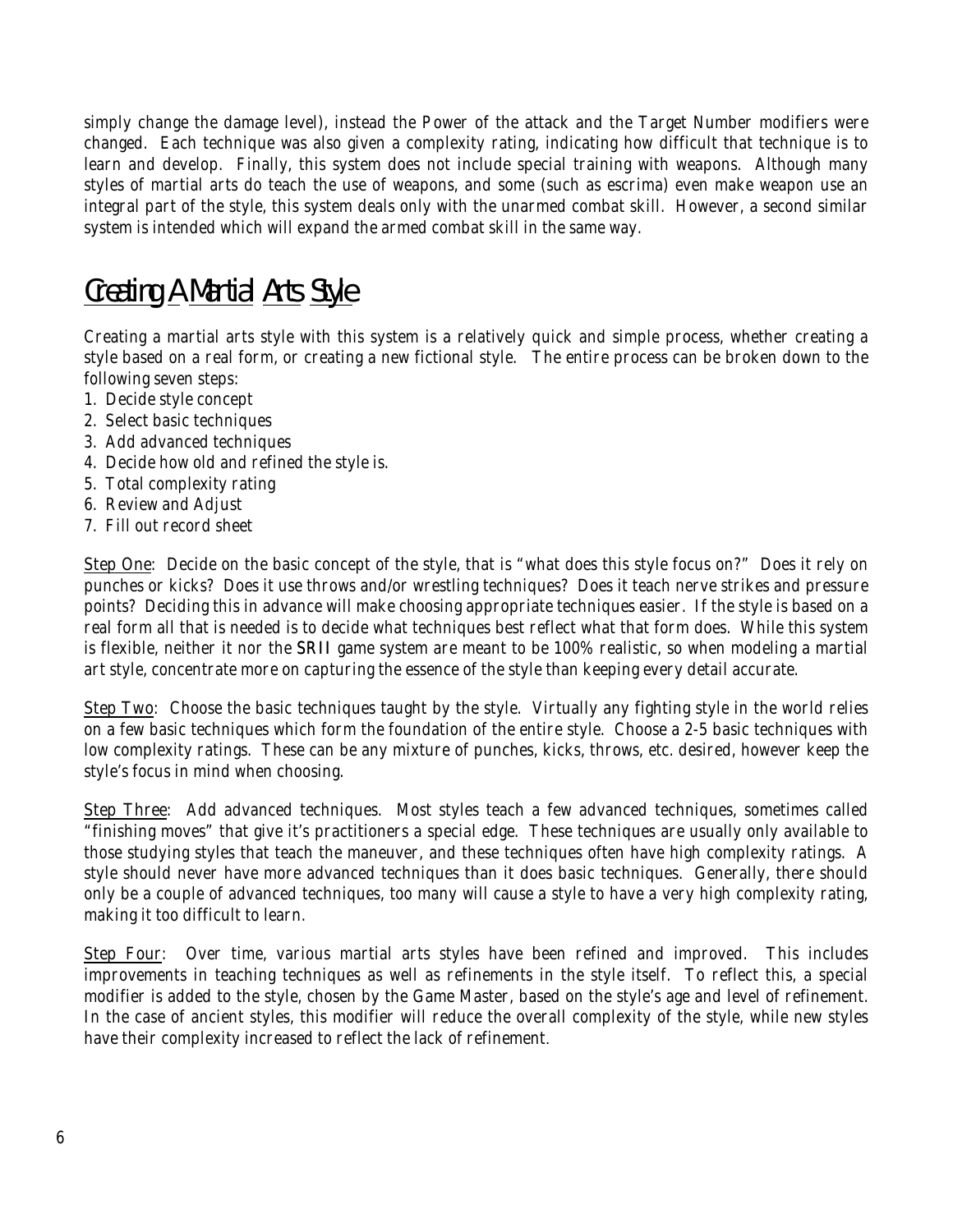simply change the damage level), instead the Power of the attack and the Target Number modifiers were changed. Each technique was also given a complexity rating, indicating how difficult that technique is to learn and develop. Finally, this system does not include special training with weapons. Although many styles of martial arts do teach the use of weapons, and some (such as escrima) even make weapon use an integral part of the style, this system deals only with the unarmed combat skill. However, a second similar system is intended which will expand the armed combat skill in the same way.

## Creating A Martial Arts Style

Creating a martial arts style with this system is a relatively quick and simple process, whether creating a style based on a real form, or creating a new fictional style. The entire process can be broken down to the following seven steps:

1. Decide style concept
2. Select basic techniques
3. Add advanced techniques
4. Decide how old and refined the style is.
5. Total complexity rating
6. Review and Adjust
7. Fill out record sheet

Step One: Decide on the basic concept of the style, that is "what does this style focus on?" Does it rely on punches or kicks? Does it use throws and/or wrestling techniques? Does it teach nerve strikes and pressure points? Deciding this in advance will make choosing appropriate techniques easier. If the style is based on a real form all that is needed is to decide what techniques best reflect what that form does. While this system is flexible, neither it nor the SRII game system are meant to be 100% realistic, so when modeling a martial art style, concentrate more on capturing the essence of the style than keeping every detail accurate.

Step Two: Choose the basic techniques taught by the style. Virtually any fighting style in the world relies on a few basic techniques which form the foundation of the entire style. Choose a 2-5 basic techniques with low complexity ratings. These can be any mixture of punches, kicks, throws, etc. desired, however keep the style's focus in mind when choosing.

Step Three: Add advanced techniques. Most styles teach a few advanced techniques, sometimes called "finishing moves" that give it's practitioners a special edge. These techniques are usually only available to those studying styles that teach the maneuver, and these techniques often have high complexity ratings. A style should never have more advanced techniques than it does basic techniques. Generally, there should only be a couple of advanced techniques, too many will cause a style to have a very high complexity rating, making it too difficult to learn.

Step Four: Over time, various martial arts styles have been refined and improved. This includes improvements in teaching techniques as well as refinements in the style itself. To reflect this, a special modifier is added to the style, chosen by the Game Master, based on the style's age and level of refinement. In the case of ancient styles, this modifier will reduce the overall complexity of the style, while new styles have their complexity increased to reflect the lack of refinement.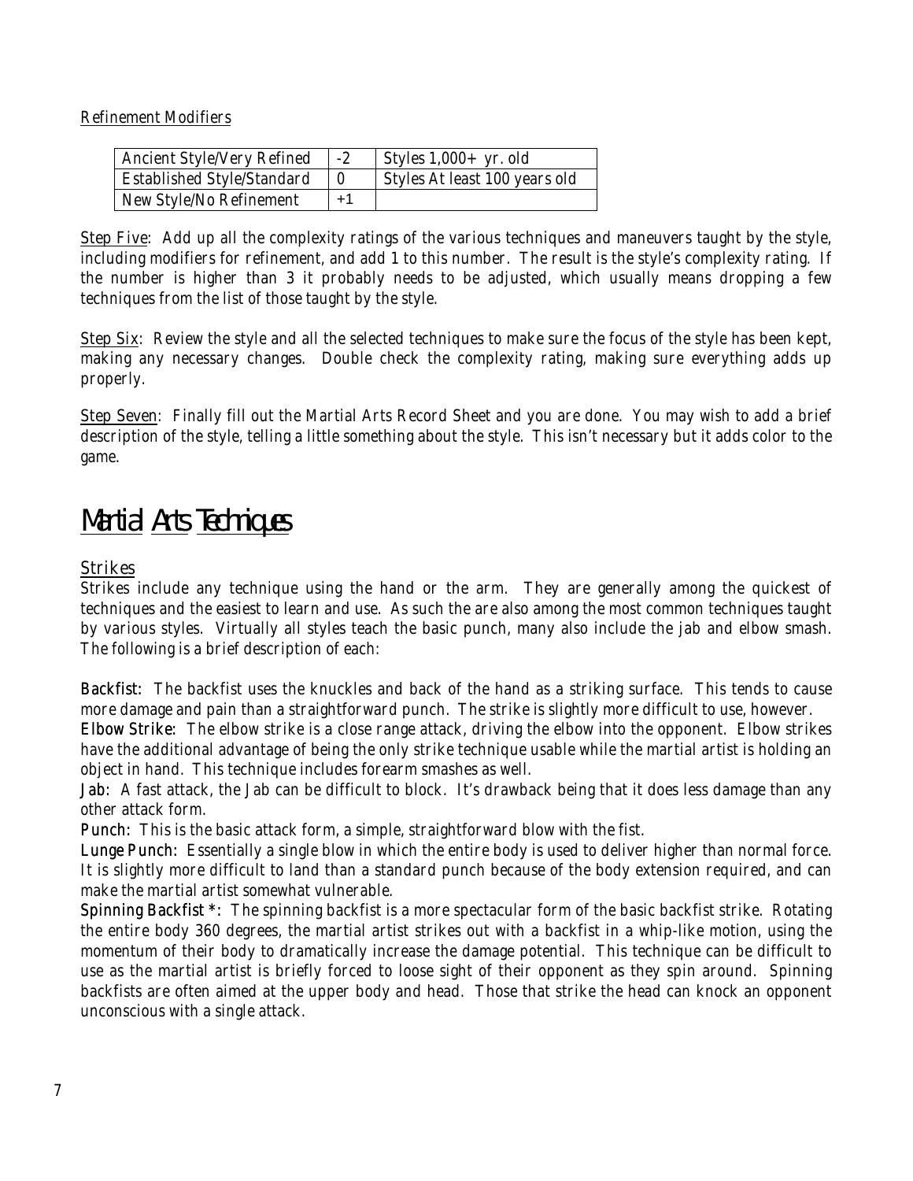Refinement Modifiers

| Ancient Style/Very Refined | -2 | Styles 1,000+ yr. old |
|---|---|---|
| Established Style/Standard | 0 | Styles At least 100 years old |
| New Style/No Refinement | +1 | |

Step Five: Add up all the complexity ratings of the various techniques and maneuvers taught by the style, including modifiers for refinement, and add 1 to this number. The result is the style's complexity rating. If the number is higher than 3 it probably needs to be adjusted, which usually means dropping a few techniques from the list of those taught by the style.

Step Six: Review the style and all the selected techniques to make sure the focus of the style has been kept, making any necessary changes. Double check the complexity rating, making sure everything adds up properly.

Step Seven: Finally fill out the Martial Arts Record Sheet and you are done. You may wish to add a brief description of the style, telling a little something about the style. This isn't necessary but it adds color to the game.

# Martial Arts Techniques

## Strikes

Strikes include any technique using the hand or the arm. They are generally among the quickest of techniques and the easiest to learn and use. As such the are also among the most common techniques taught by various styles. Virtually all styles teach the basic punch, many also include the jab and elbow smash. The following is a brief description of each:

**Backfist:** The backfist uses the knuckles and back of the hand as a striking surface. This tends to cause more damage and pain than a straightforward punch. The strike is slightly more difficult to use, however.
**Elbow Strike:** The elbow strike is a close range attack, driving the elbow into the opponent. Elbow strikes have the additional advantage of being the only strike technique usable while the martial artist is holding an object in hand. This technique includes forearm smashes as well.
**Jab:** A fast attack, the Jab can be difficult to block. It's drawback being that it does less damage than any other attack form.
**Punch:** This is the basic attack form, a simple, straightforward blow with the fist.
**Lunge Punch:** Essentially a single blow in which the entire body is used to deliver higher than normal force. It is slightly more difficult to land than a standard punch because of the body extension required, and can make the martial artist somewhat vulnerable.
**Spinning Backfist *:** The spinning backfist is a more spectacular form of the basic backfist strike. Rotating the entire body 360 degrees, the martial artist strikes out with a backfist in a whip-like motion, using the momentum of their body to dramatically increase the damage potential. This technique can be difficult to use as the martial artist is briefly forced to loose sight of their opponent as they spin around. Spinning backfists are often aimed at the upper body and head. Those that strike the head can knock an opponent unconscious with a single attack.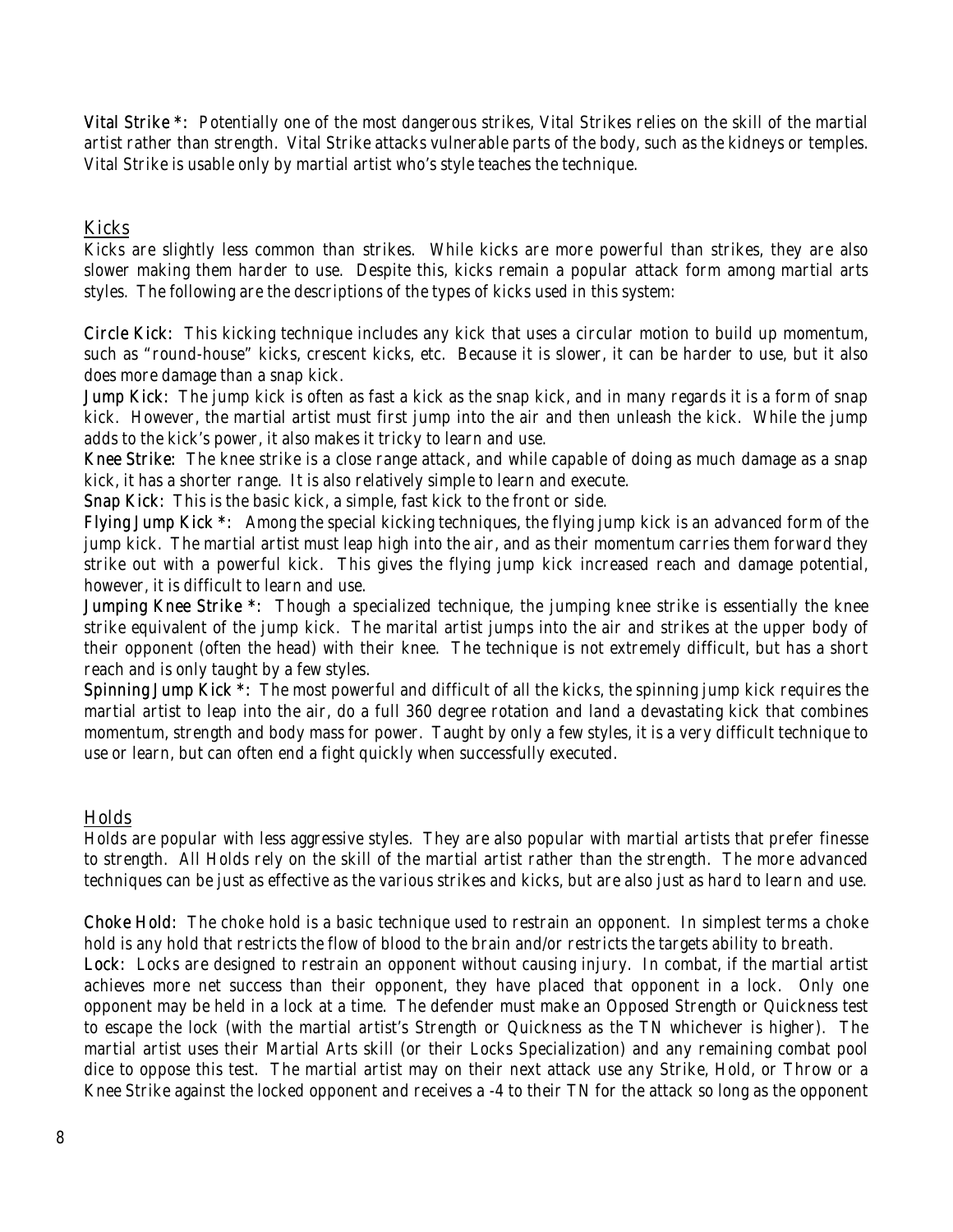**Vital Strike *:** Potentially one of the most dangerous strikes, Vital Strikes relies on the skill of the martial artist rather than strength. Vital Strike attacks vulnerable parts of the body, such as the kidneys or temples. Vital Strike is usable only by martial artist who's style teaches the technique.

## Kicks

Kicks are slightly less common than strikes. While kicks are more powerful than strikes, they are also slower making them harder to use. Despite this, kicks remain a popular attack form among martial arts styles. The following are the descriptions of the types of kicks used in this system:

**Circle Kick:** This kicking technique includes any kick that uses a circular motion to build up momentum, such as "round-house" kicks, crescent kicks, etc. Because it is slower, it can be harder to use, but it also does more damage than a snap kick.

**Jump Kick:** The jump kick is often as fast a kick as the snap kick, and in many regards it is a form of snap kick. However, the martial artist must first jump into the air and then unleash the kick. While the jump adds to the kick's power, it also makes it tricky to learn and use.

**Knee Strike:** The knee strike is a close range attack, and while capable of doing as much damage as a snap kick, it has a shorter range. It is also relatively simple to learn and execute.

**Snap Kick:** This is the basic kick, a simple, fast kick to the front or side.

**Flying Jump Kick *:** Among the special kicking techniques, the flying jump kick is an advanced form of the jump kick. The martial artist must leap high into the air, and as their momentum carries them forward they strike out with a powerful kick. This gives the flying jump kick increased reach and damage potential, however, it is difficult to learn and use.

**Jumping Knee Strike *:** Though a specialized technique, the jumping knee strike is essentially the knee strike equivalent of the jump kick. The marital artist jumps into the air and strikes at the upper body of their opponent (often the head) with their knee. The technique is not extremely difficult, but has a short reach and is only taught by a few styles.

**Spinning Jump Kick *:** The most powerful and difficult of all the kicks, the spinning jump kick requires the martial artist to leap into the air, do a full 360 degree rotation and land a devastating kick that combines momentum, strength and body mass for power. Taught by only a few styles, it is a very difficult technique to use or learn, but can often end a fight quickly when successfully executed.

## Holds

Holds are popular with less aggressive styles. They are also popular with martial artists that prefer finesse to strength. All Holds rely on the skill of the martial artist rather than the strength. The more advanced techniques can be just as effective as the various strikes and kicks, but are also just as hard to learn and use.

**Choke Hold:** The choke hold is a basic technique used to restrain an opponent. In simplest terms a choke hold is any hold that restricts the flow of blood to the brain and/or restricts the targets ability to breath.

**Lock:** Locks are designed to restrain an opponent without causing injury. In combat, if the martial artist achieves more net success than their opponent, they have placed that opponent in a lock. Only one opponent may be held in a lock at a time. The defender must make an Opposed Strength or Quickness test to escape the lock (with the martial artist's Strength or Quickness as the TN whichever is higher). The martial artist uses their Martial Arts skill (or their Locks Specialization) and any remaining combat pool dice to oppose this test. The martial artist may on their next attack use any Strike, Hold, or Throw or a Knee Strike against the locked opponent and receives a -4 to their TN for the attack so long as the opponent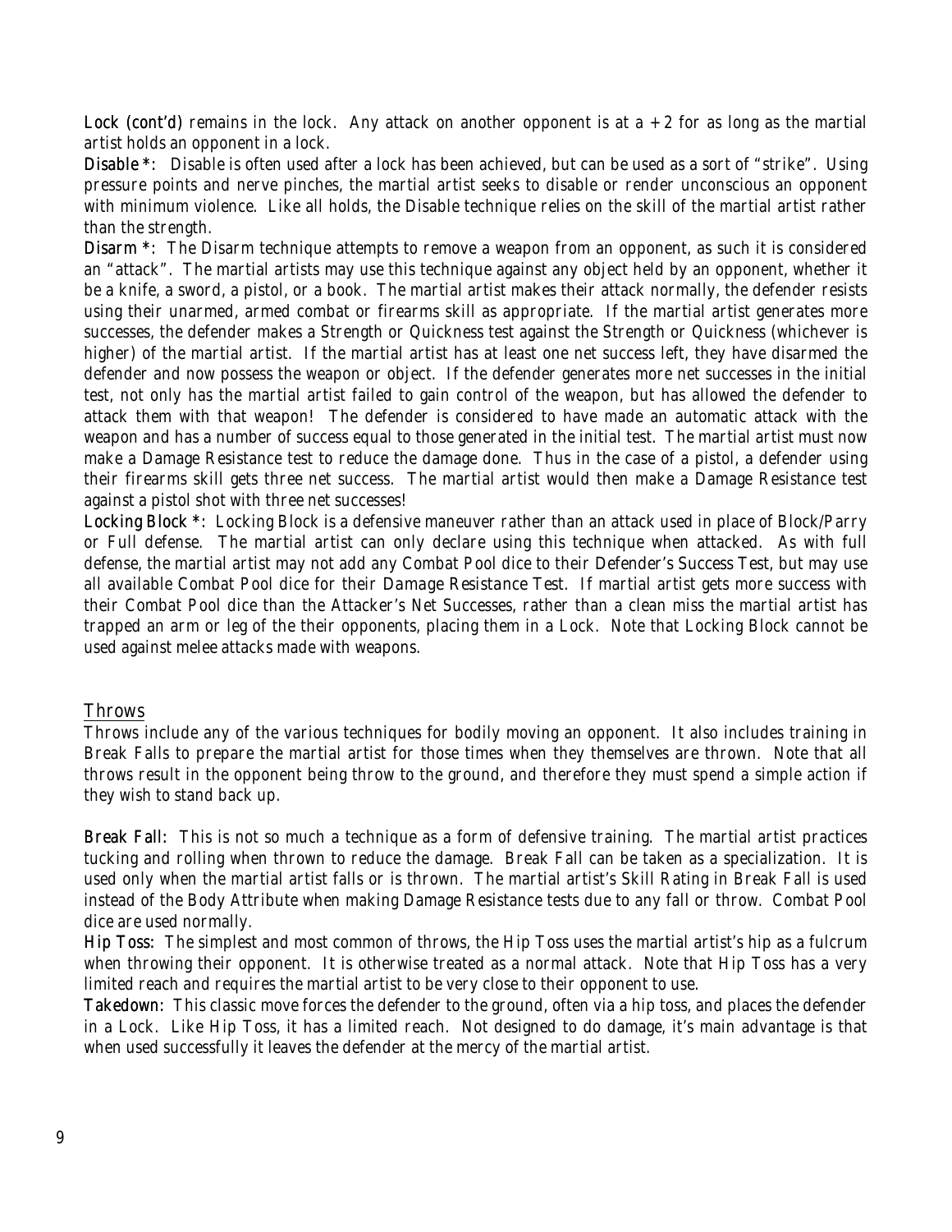**Lock (cont'd)** remains in the lock. Any attack on another opponent is at a +2 for as long as the martial artist holds an opponent in a lock.

**Disable *:** Disable is often used after a lock has been achieved, but can be used as a sort of "strike". Using pressure points and nerve pinches, the martial artist seeks to disable or render unconscious an opponent with minimum violence. Like all holds, the Disable technique relies on the skill of the martial artist rather than the strength.

**Disarm *:** The Disarm technique attempts to remove a weapon from an opponent, as such it is considered an "attack". The martial artists may use this technique against any object held by an opponent, whether it be a knife, a sword, a pistol, or a book. The martial artist makes their attack normally, the defender resists using their unarmed, armed combat or firearms skill as appropriate. If the martial artist generates more successes, the defender makes a Strength or Quickness test against the Strength or Quickness (whichever is higher) of the martial artist. If the martial artist has at least one net success left, they have disarmed the defender and now possess the weapon or object. If the defender generates more net successes in the initial test, not only has the martial artist failed to gain control of the weapon, but has allowed the defender to attack them with that weapon! The defender is considered to have made an automatic attack with the weapon and has a number of success equal to those generated in the initial test. The martial artist must now make a Damage Resistance test to reduce the damage done. Thus in the case of a pistol, a defender using their firearms skill gets three net success. The martial artist would then make a Damage Resistance test against a pistol shot with three net successes!

**Locking Block *:** Locking Block is a defensive maneuver rather than an attack used in place of Block/Parry or Full defense. The martial artist can only declare using this technique when attacked. As with full defense, the martial artist may not add any Combat Pool dice to their Defender's Success Test, but may use all available Combat Pool dice for their Damage Resistance Test. If martial artist gets more success with their Combat Pool dice than the Attacker's Net Successes, rather than a clean miss the martial artist has trapped an arm or leg of the their opponents, placing them in a Lock. Note that Locking Block cannot be used against melee attacks made with weapons.

## Throws

Throws include any of the various techniques for bodily moving an opponent. It also includes training in Break Falls to prepare the martial artist for those times when they themselves are thrown. Note that all throws result in the opponent being throw to the ground, and therefore they must spend a simple action if they wish to stand back up.

**Break Fall:** This is not so much a technique as a form of defensive training. The martial artist practices tucking and rolling when thrown to reduce the damage. Break Fall can be taken as a specialization. It is used only when the martial artist falls or is thrown. The martial artist's Skill Rating in Break Fall is used instead of the Body Attribute when making Damage Resistance tests due to any fall or throw. Combat Pool dice are used normally.

**Hip Toss:** The simplest and most common of throws, the Hip Toss uses the martial artist's hip as a fulcrum when throwing their opponent. It is otherwise treated as a normal attack. Note that Hip Toss has a very limited reach and requires the martial artist to be very close to their opponent to use.

**Takedown:** This classic move forces the defender to the ground, often via a hip toss, and places the defender in a Lock. Like Hip Toss, it has a limited reach. Not designed to do damage, it's main advantage is that when used successfully it leaves the defender at the mercy of the martial artist.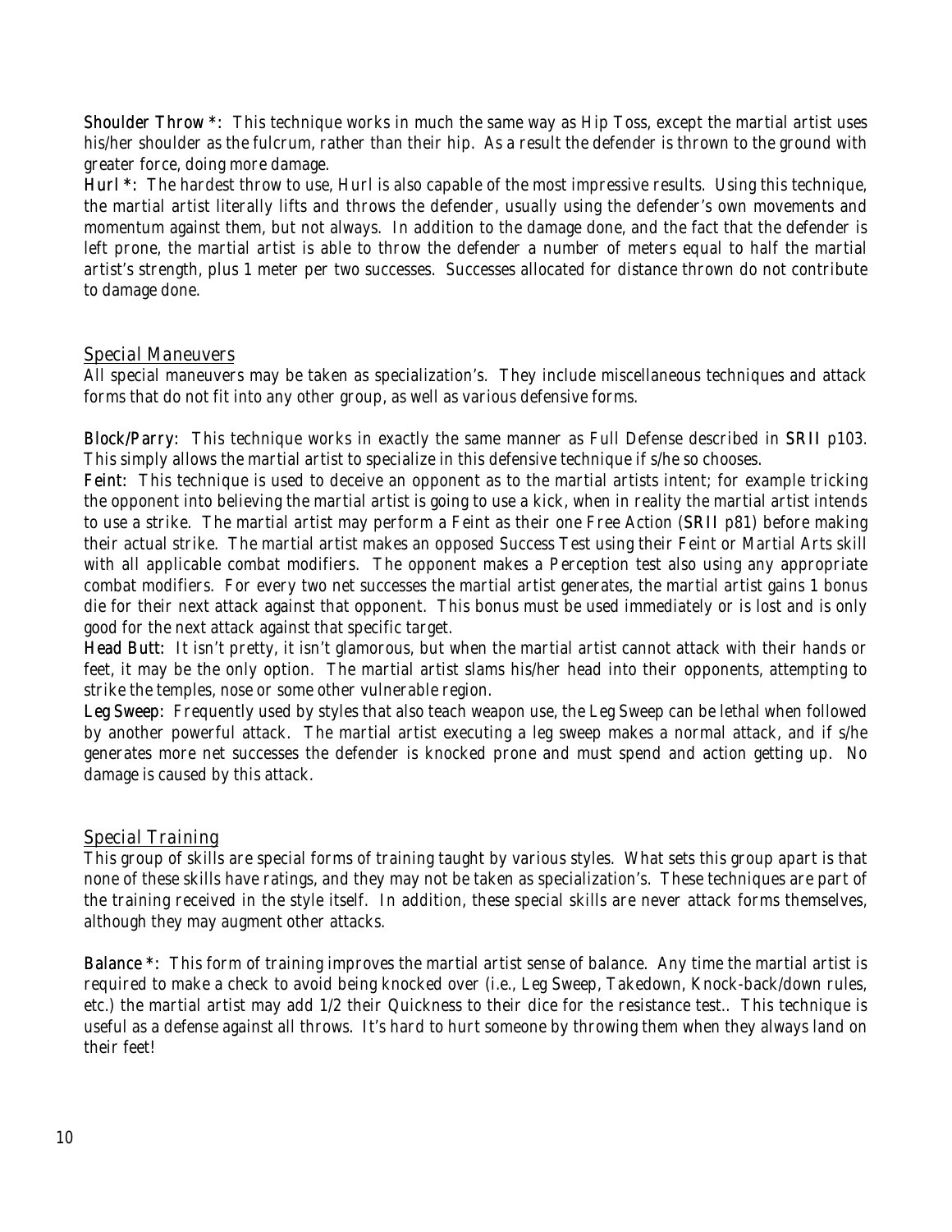**Shoulder Throw *:** This technique works in much the same way as Hip Toss, except the martial artist uses his/her shoulder as the fulcrum, rather than their hip. As a result the defender is thrown to the ground with greater force, doing more damage.

**Hurl *:** The hardest throw to use, Hurl is also capable of the most impressive results. Using this technique, the martial artist literally lifts and throws the defender, usually using the defender's own movements and momentum against them, but not always. In addition to the damage done, and the fact that the defender is left prone, the martial artist is able to throw the defender a number of meters equal to half the martial artist's strength, plus 1 meter per two successes. Successes allocated for distance thrown do not contribute to damage done.

## Special Maneuvers

All special maneuvers may be taken as specialization's. They include miscellaneous techniques and attack forms that do not fit into any other group, as well as various defensive forms.

**Block/Parry:** This technique works in exactly the same manner as Full Defense described in **SRII** p103. This simply allows the martial artist to specialize in this defensive technique if s/he so chooses.

**Feint:** This technique is used to deceive an opponent as to the martial artists intent; for example tricking the opponent into believing the martial artist is going to use a kick, when in reality the martial artist intends to use a strike. The martial artist may perform a Feint as their one Free Action (**SRII** p81) before making their actual strike. The martial artist makes an opposed Success Test using their Feint or Martial Arts skill with all applicable combat modifiers. The opponent makes a Perception test also using any appropriate combat modifiers. For every two net successes the martial artist generates, the martial artist gains 1 bonus die for their next attack against that opponent. This bonus must be used immediately or is lost and is only good for the next attack against that specific target.

**Head Butt:** It isn't pretty, it isn't glamorous, but when the martial artist cannot attack with their hands or feet, it may be the only option. The martial artist slams his/her head into their opponents, attempting to strike the temples, nose or some other vulnerable region.

**Leg Sweep:** Frequently used by styles that also teach weapon use, the Leg Sweep can be lethal when followed by another powerful attack. The martial artist executing a leg sweep makes a normal attack, and if s/he generates more net successes the defender is knocked prone and must spend and action getting up. No damage is caused by this attack.

## Special Training

This group of skills are special forms of training taught by various styles. What sets this group apart is that none of these skills have ratings, and they may not be taken as specialization's. These techniques are part of the training received in the style itself. In addition, these special skills are never attack forms themselves, although they may augment other attacks.

**Balance *:** This form of training improves the martial artist sense of balance. Any time the martial artist is required to make a check to avoid being knocked over (i.e., Leg Sweep, Takedown, Knock-back/down rules, etc.) the martial artist may add 1/2 their Quickness to their dice for the resistance test.. This technique is useful as a defense against all throws. It's hard to hurt someone by throwing them when they always land on their feet!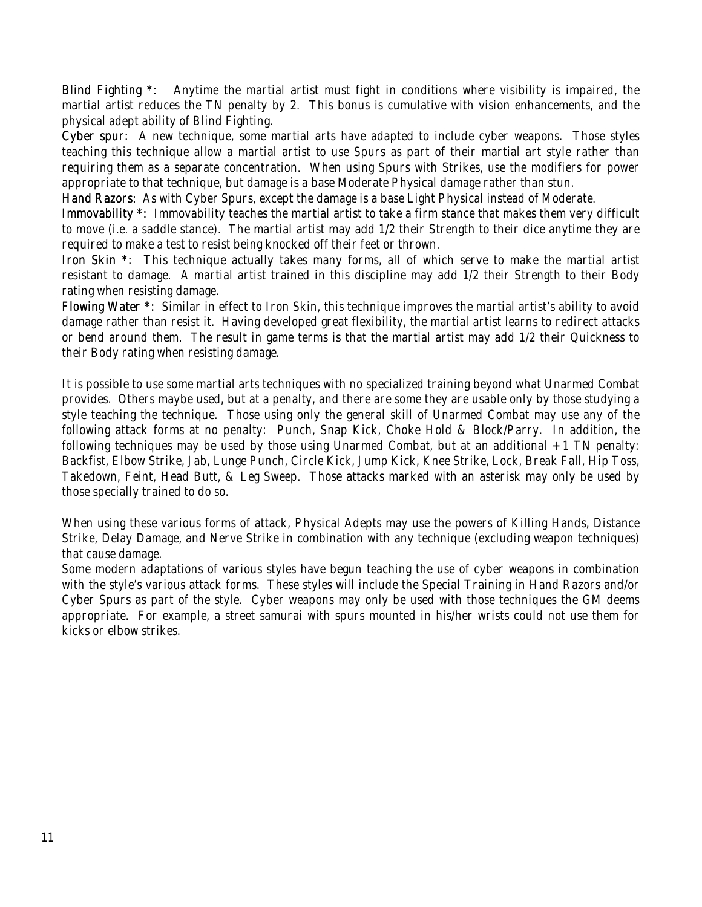**Blind Fighting *:** Anytime the martial artist must fight in conditions where visibility is impaired, the martial artist reduces the TN penalty by 2. This bonus is cumulative with vision enhancements, and the physical adept ability of Blind Fighting.

**Cyber spur:** A new technique, some martial arts have adapted to include cyber weapons. Those styles teaching this technique allow a martial artist to use Spurs as part of their martial art style rather than requiring them as a separate concentration. When using Spurs with Strikes, use the modifiers for power appropriate to that technique, but damage is a base Moderate Physical damage rather than stun.

**Hand Razors:** As with Cyber Spurs, except the damage is a base Light Physical instead of Moderate.

**Immovability *:** Immovability teaches the martial artist to take a firm stance that makes them very difficult to move (i.e. a saddle stance). The martial artist may add 1/2 their Strength to their dice anytime they are required to make a test to resist being knocked off their feet or thrown.

**Iron Skin *:** This technique actually takes many forms, all of which serve to make the martial artist resistant to damage. A martial artist trained in this discipline may add 1/2 their Strength to their Body rating when resisting damage.

**Flowing Water *:** Similar in effect to Iron Skin, this technique improves the martial artist's ability to avoid damage rather than resist it. Having developed great flexibility, the martial artist learns to redirect attacks or bend around them. The result in game terms is that the martial artist may add 1/2 their Quickness to their Body rating when resisting damage.

It is possible to use some martial arts techniques with no specialized training beyond what Unarmed Combat provides. Others maybe used, but at a penalty, and there are some they are usable only by those studying a style teaching the technique. Those using only the general skill of Unarmed Combat may use any of the following attack forms at no penalty: Punch, Snap Kick, Choke Hold & Block/Parry. In addition, the following techniques may be used by those using Unarmed Combat, but at an additional +1 TN penalty: Backfist, Elbow Strike, Jab, Lunge Punch, Circle Kick, Jump Kick, Knee Strike, Lock, Break Fall, Hip Toss, Takedown, Feint, Head Butt, & Leg Sweep. Those attacks marked with an asterisk may only be used by those specially trained to do so.

When using these various forms of attack, Physical Adepts may use the powers of Killing Hands, Distance Strike, Delay Damage, and Nerve Strike in combination with any technique (excluding weapon techniques) that cause damage.

Some modern adaptations of various styles have begun teaching the use of cyber weapons in combination with the style's various attack forms. These styles will include the Special Training in Hand Razors and/or Cyber Spurs as part of the style. Cyber weapons may only be used with those techniques the GM deems appropriate. For example, a street samurai with spurs mounted in his/her wrists could not use them for kicks or elbow strikes.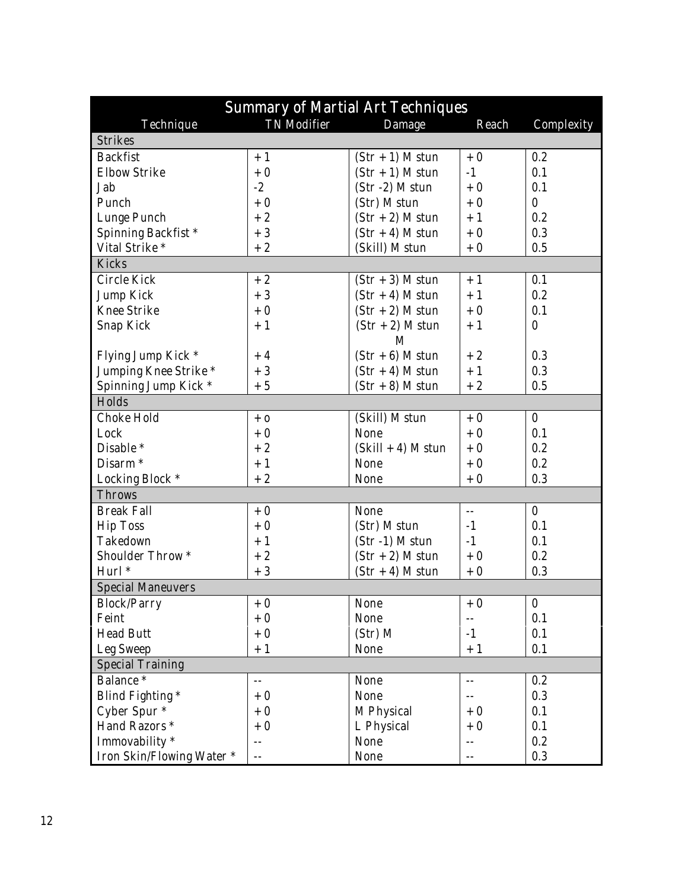| Summary of Martial Art Techniques | | | | |
|---|---|---|---|---|
| Technique | TN Modifier | Damage | Reach | Complexity |
| **Strikes** | | | | |
| Backfist | +1 | (Str +1) M stun | +0 | 0.2 |
| Elbow Strike | +0 | (Str +1) M stun | -1 | 0.1 |
| Jab | -2 | (Str -2) M stun | +0 | 0.1 |
| Punch | +0 | (Str) M stun | +0 | 0 |
| Lunge Punch | +2 | (Str +2) M stun | +1 | 0.2 |
| Spinning Backfist * | +3 | (Str +4) M stun | +0 | 0.3 |
| Vital Strike * | +2 | (Skill) M stun | +0 | 0.5 |
| **Kicks** | | | | |
| Circle Kick | +2 | (Str +3) M stun | +1 | 0.1 |
| Jump Kick | +3 | (Str +4) M stun | +1 | 0.2 |
| Knee Strike | +0 | (Str +2) M stun | +0 | 0.1 |
| Snap Kick | +1 | (Str +2) M stun M | +1 | 0 |
| Flying Jump Kick * | +4 | (Str +6) M stun | +2 | 0.3 |
| Jumping Knee Strike * | +3 | (Str +4) M stun | +1 | 0.3 |
| Spinning Jump Kick * | +5 | (Str +8) M stun | +2 | 0.5 |
| **Holds** | | | | |
| Choke Hold | +o | (Skill) M stun | +0 | 0 |
| Lock | +0 | None | +0 | 0.1 |
| Disable * | +2 | (Skill +4) M stun | +0 | 0.2 |
| Disarm * | +1 | None | +0 | 0.2 |
| Locking Block * | +2 | None | +0 | 0.3 |
| **Throws** | | | | |
| Break Fall | +0 | None | -- | 0 |
| Hip Toss | +0 | (Str) M stun | -1 | 0.1 |
| Takedown | +1 | (Str -1) M stun | -1 | 0.1 |
| Shoulder Throw * | +2 | (Str +2) M stun | +0 | 0.2 |
| Hurl * | +3 | (Str +4) M stun | +0 | 0.3 |
| **Special Maneuvers** | | | | |
| Block/Parry | +0 | None | +0 | 0 |
| Feint | +0 | None | -- | 0.1 |
| Head Butt | +0 | (Str) M | -1 | 0.1 |
| Leg Sweep | +1 | None | +1 | 0.1 |
| **Special Training** | | | | |
| Balance * | -- | None | -- | 0.2 |
| Blind Fighting * | +0 | None | -- | 0.3 |
| Cyber Spur * | +0 | M Physical | +0 | 0.1 |
| Hand Razors * | +0 | L Physical | +0 | 0.1 |
| Immovability * | -- | None | -- | 0.2 |
| Iron Skin/Flowing Water * | -- | None | -- | 0.3 |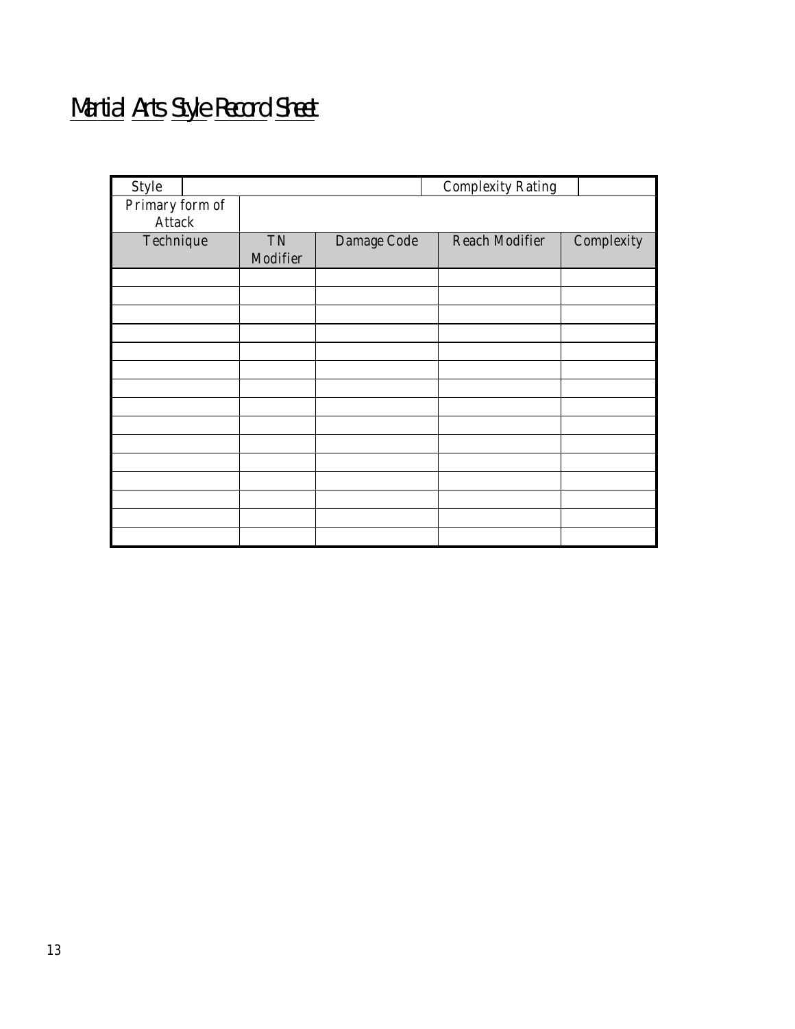# Martial Arts Style Record Sheet

| Style | | | Complexity Rating | |
|---|---|---|---|---|
| Primary form of Attack | | | | |
| **Technique** | **TN Modifier** | **Damage Code** | **Reach Modifier** | **Complexity** |
| | | | | |
| | | | | |
| | | | | |
| | | | | |
| | | | | |
| | | | | |
| | | | | |
| | | | | |
| | | | | |
| | | | | |
| | | | | |
| | | | | |
| | | | | |
| | | | | |
| | | | | |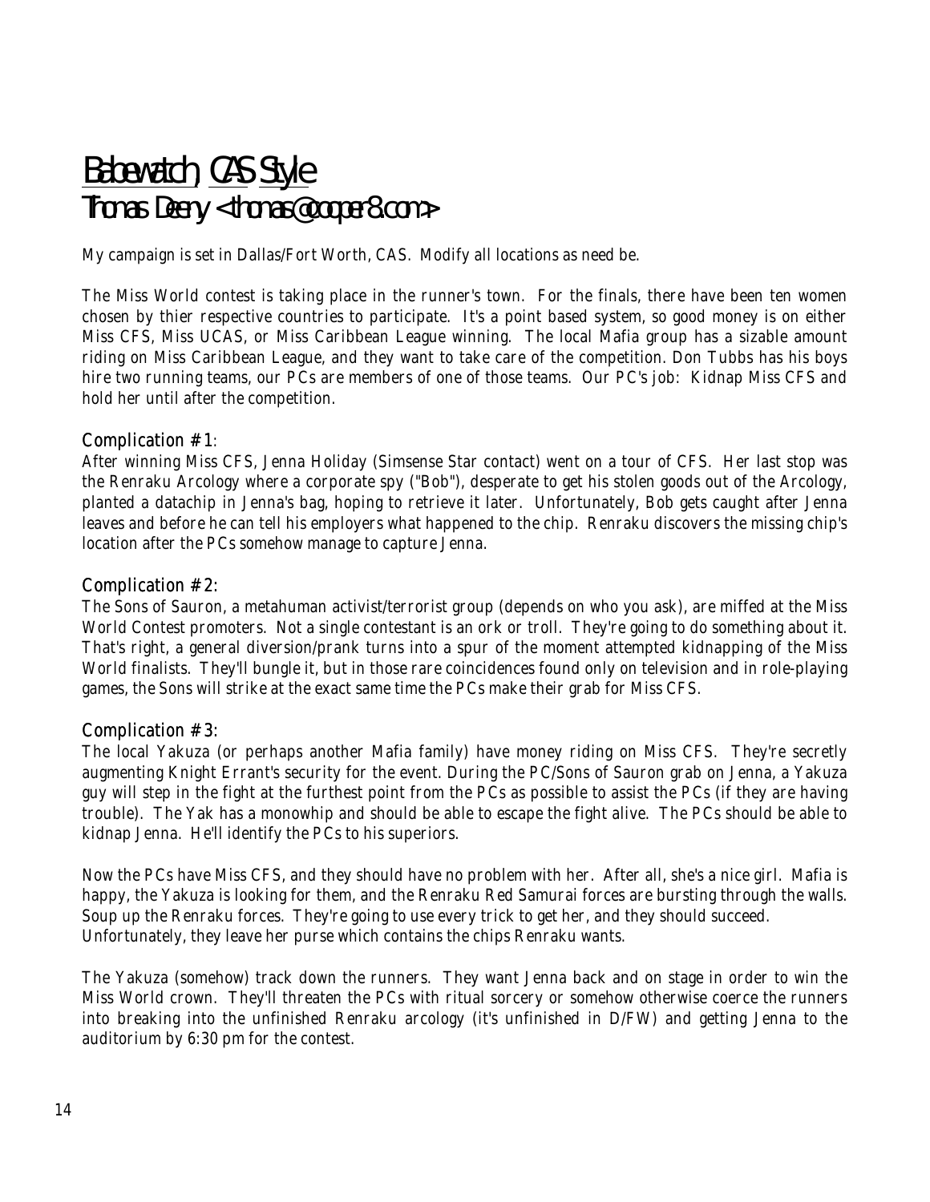# Babewatch, CAS Style

## Thomas Deeny <thomas@cooper8.com>

My campaign is set in Dallas/Fort Worth, CAS. Modify all locations as need be.

The Miss World contest is taking place in the runner's town. For the finals, there have been ten women chosen by thier respective countries to participate. It's a point based system, so good money is on either Miss CFS, Miss UCAS, or Miss Caribbean League winning. The local Mafia group has a sizable amount riding on Miss Caribbean League, and they want to take care of the competition. Don Tubbs has his boys hire two running teams, our PCs are members of one of those teams. Our PC's job: Kidnap Miss CFS and hold her until after the competition.

### Complication # 1:

After winning Miss CFS, Jenna Holiday (Simsense Star contact) went on a tour of CFS. Her last stop was the Renraku Arcology where a corporate spy ("Bob"), desperate to get his stolen goods out of the Arcology, planted a datachip in Jenna's bag, hoping to retrieve it later. Unfortunately, Bob gets caught after Jenna leaves and before he can tell his employers what happened to the chip. Renraku discovers the missing chip's location after the PCs somehow manage to capture Jenna.

### Complication # 2:

The Sons of Sauron, a metahuman activist/terrorist group (depends on who you ask), are miffed at the Miss World Contest promoters. Not a single contestant is an ork or troll. They're going to do something about it. That's right, a general diversion/prank turns into a spur of the moment attempted kidnapping of the Miss World finalists. They'll bungle it, but in those rare coincidences found only on television and in role-playing games, the Sons will strike at the exact same time the PCs make their grab for Miss CFS.

### Complication # 3:

The local Yakuza (or perhaps another Mafia family) have money riding on Miss CFS. They're secretly augmenting Knight Errant's security for the event. During the PC/Sons of Sauron grab on Jenna, a Yakuza guy will step in the fight at the furthest point from the PCs as possible to assist the PCs (if they are having trouble). The Yak has a monowhip and should be able to escape the fight alive. The PCs should be able to kidnap Jenna. He'll identify the PCs to his superiors.

Now the PCs have Miss CFS, and they should have no problem with her. After all, she's a nice girl. Mafia is happy, the Yakuza is looking for them, and the Renraku Red Samurai forces are bursting through the walls. Soup up the Renraku forces. They're going to use every trick to get her, and they should succeed. Unfortunately, they leave her purse which contains the chips Renraku wants.

The Yakuza (somehow) track down the runners. They want Jenna back and on stage in order to win the Miss World crown. They'll threaten the PCs with ritual sorcery or somehow otherwise coerce the runners into breaking into the unfinished Renraku arcology (it's unfinished in D/FW) and getting Jenna to the auditorium by 6:30 pm for the contest.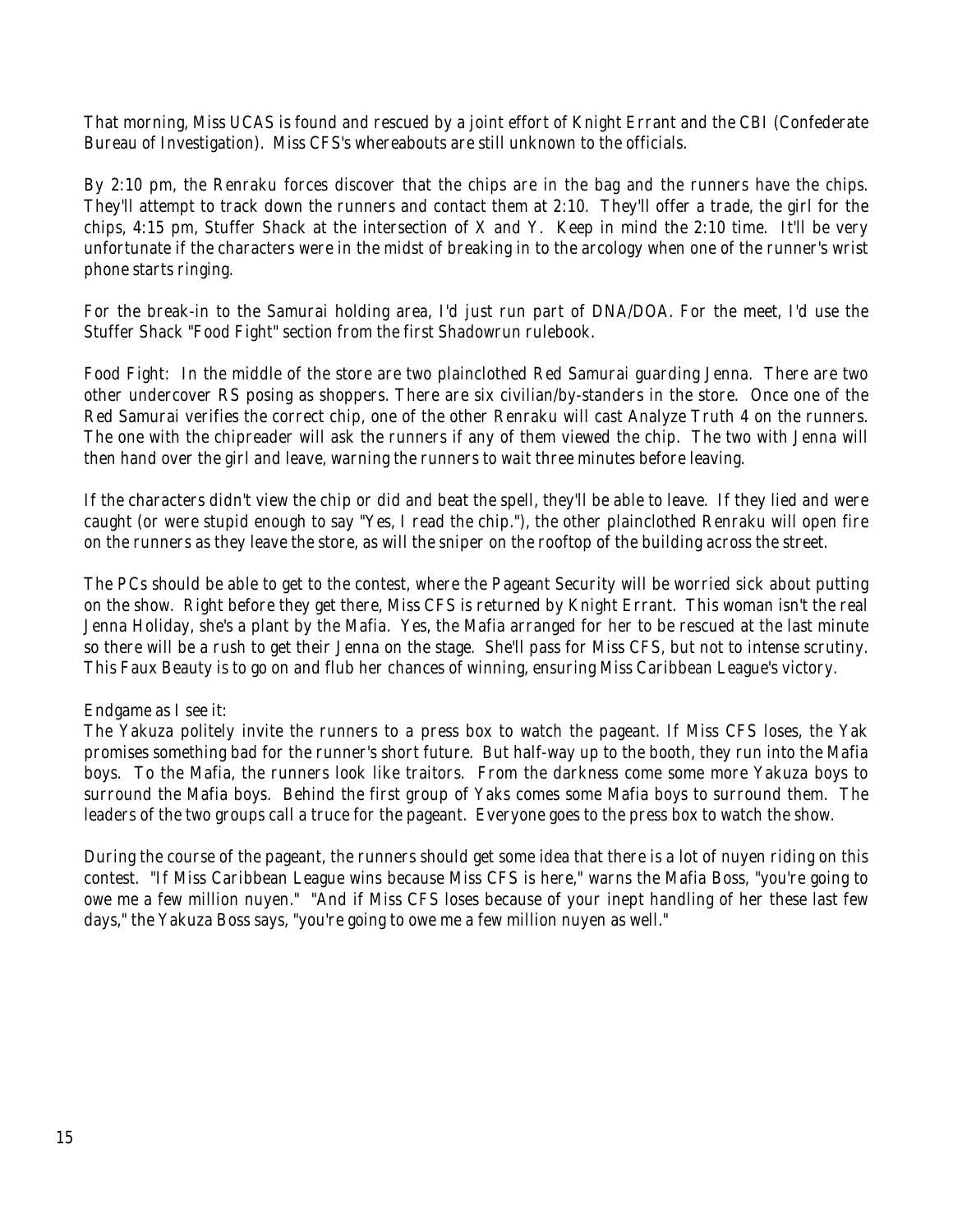That morning, Miss UCAS is found and rescued by a joint effort of Knight Errant and the CBI (Confederate Bureau of Investigation). Miss CFS's whereabouts are still unknown to the officials.

By 2:10 pm, the Renraku forces discover that the chips are in the bag and the runners have the chips. They'll attempt to track down the runners and contact them at 2:10. They'll offer a trade, the girl for the chips, 4:15 pm, Stuffer Shack at the intersection of X and Y. Keep in mind the 2:10 time. It'll be very unfortunate if the characters were in the midst of breaking in to the arcology when one of the runner's wrist phone starts ringing.

For the break-in to the Samurai holding area, I'd just run part of DNA/DOA. For the meet, I'd use the Stuffer Shack "Food Fight" section from the first Shadowrun rulebook.

Food Fight: In the middle of the store are two plainclothed Red Samurai guarding Jenna. There are two other undercover RS posing as shoppers. There are six civilian/by-standers in the store. Once one of the Red Samurai verifies the correct chip, one of the other Renraku will cast Analyze Truth 4 on the runners. The one with the chipreader will ask the runners if any of them viewed the chip. The two with Jenna will then hand over the girl and leave, warning the runners to wait three minutes before leaving.

If the characters didn't view the chip or did and beat the spell, they'll be able to leave. If they lied and were caught (or were stupid enough to say "Yes, I read the chip."), the other plainclothed Renraku will open fire on the runners as they leave the store, as will the sniper on the rooftop of the building across the street.

The PCs should be able to get to the contest, where the Pageant Security will be worried sick about putting on the show. Right before they get there, Miss CFS is returned by Knight Errant. This woman isn't the real Jenna Holiday, she's a plant by the Mafia. Yes, the Mafia arranged for her to be rescued at the last minute so there will be a rush to get their Jenna on the stage. She'll pass for Miss CFS, but not to intense scrutiny. This Faux Beauty is to go on and flub her chances of winning, ensuring Miss Caribbean League's victory.

Endgame as I see it:
The Yakuza politely invite the runners to a press box to watch the pageant. If Miss CFS loses, the Yak promises something bad for the runner's short future. But half-way up to the booth, they run into the Mafia boys. To the Mafia, the runners look like traitors. From the darkness come some more Yakuza boys to surround the Mafia boys. Behind the first group of Yaks comes some Mafia boys to surround them. The leaders of the two groups call a truce for the pageant. Everyone goes to the press box to watch the show.

During the course of the pageant, the runners should get some idea that there is a lot of nuyen riding on this contest. "If Miss Caribbean League wins because Miss CFS is here," warns the Mafia Boss, "you're going to owe me a few million nuyen." "And if Miss CFS loses because of your inept handling of her these last few days," the Yakuza Boss says, "you're going to owe me a few million nuyen as well."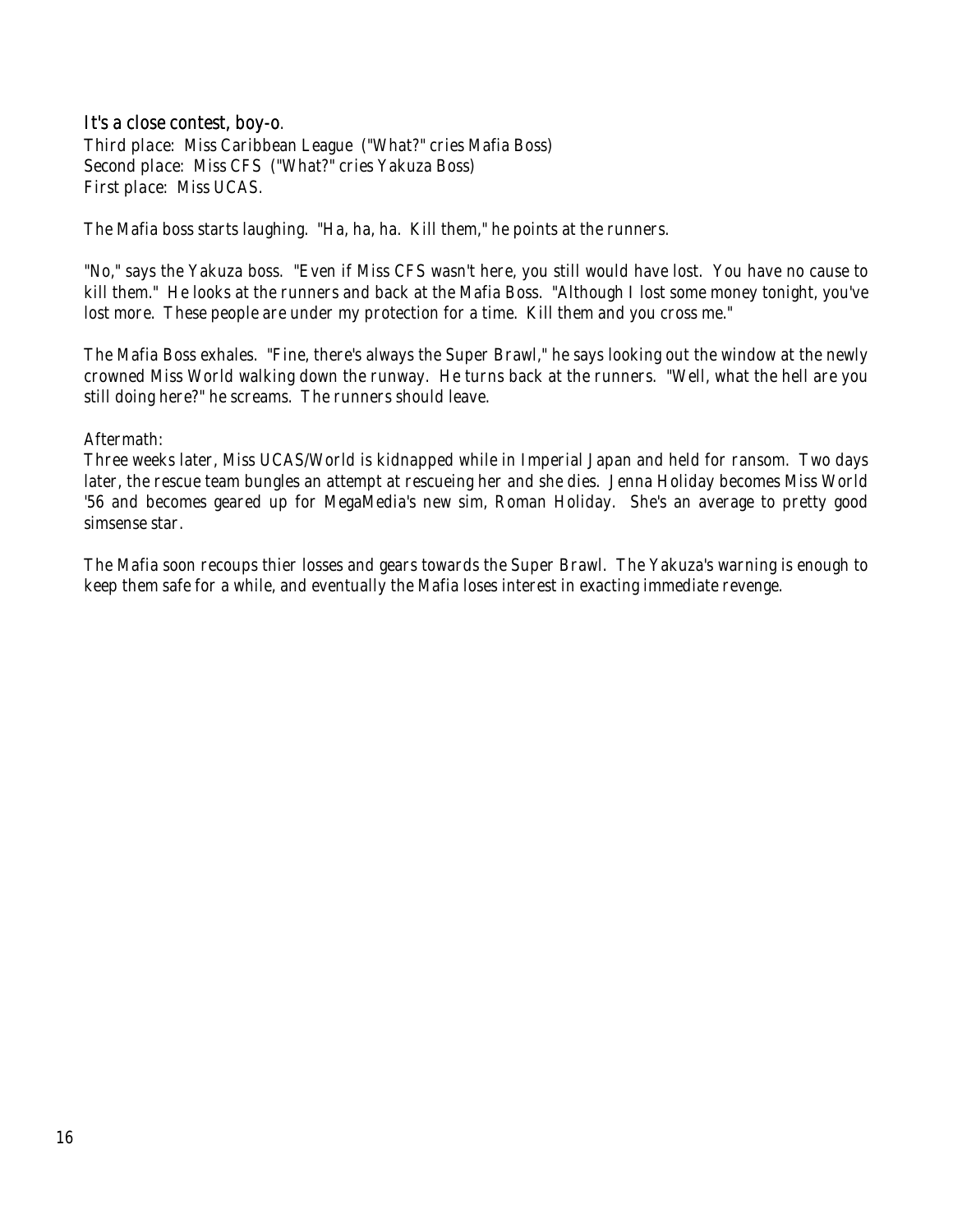### It's a close contest, boy-o.

*Third place: Miss Caribbean League ("What?" cries Mafia Boss)*
*Second place: Miss CFS ("What?" cries Yakuza Boss)*
*First place: Miss UCAS.*

*The Mafia boss starts laughing. "Ha, ha, ha. Kill them," he points at the runners.*

*"No," says the Yakuza boss. "Even if Miss CFS wasn't here, you still would have lost. You have no cause to kill them." He looks at the runners and back at the Mafia Boss. "Although I lost some money tonight, you've lost more. These people are under my protection for a time. Kill them and you cross me."*

*The Mafia Boss exhales. "Fine, there's always the Super Brawl," he says looking out the window at the newly crowned Miss World walking down the runway. He turns back at the runners. "Well, what the hell are you still doing here?" he screams. The runners should leave.*

*Aftermath:*
*Three weeks later, Miss UCAS/World is kidnapped while in Imperial Japan and held for ransom. Two days later, the rescue team bungles an attempt at rescueing her and she dies. Jenna Holiday becomes Miss World '56 and becomes geared up for MegaMedia's new sim, Roman Holiday. She's an average to pretty good simsense star.*

*The Mafia soon recoups thier losses and gears towards the Super Brawl. The Yakuza's warning is enough to keep them safe for a while, and eventually the Mafia loses interest in exacting immediate revenge.*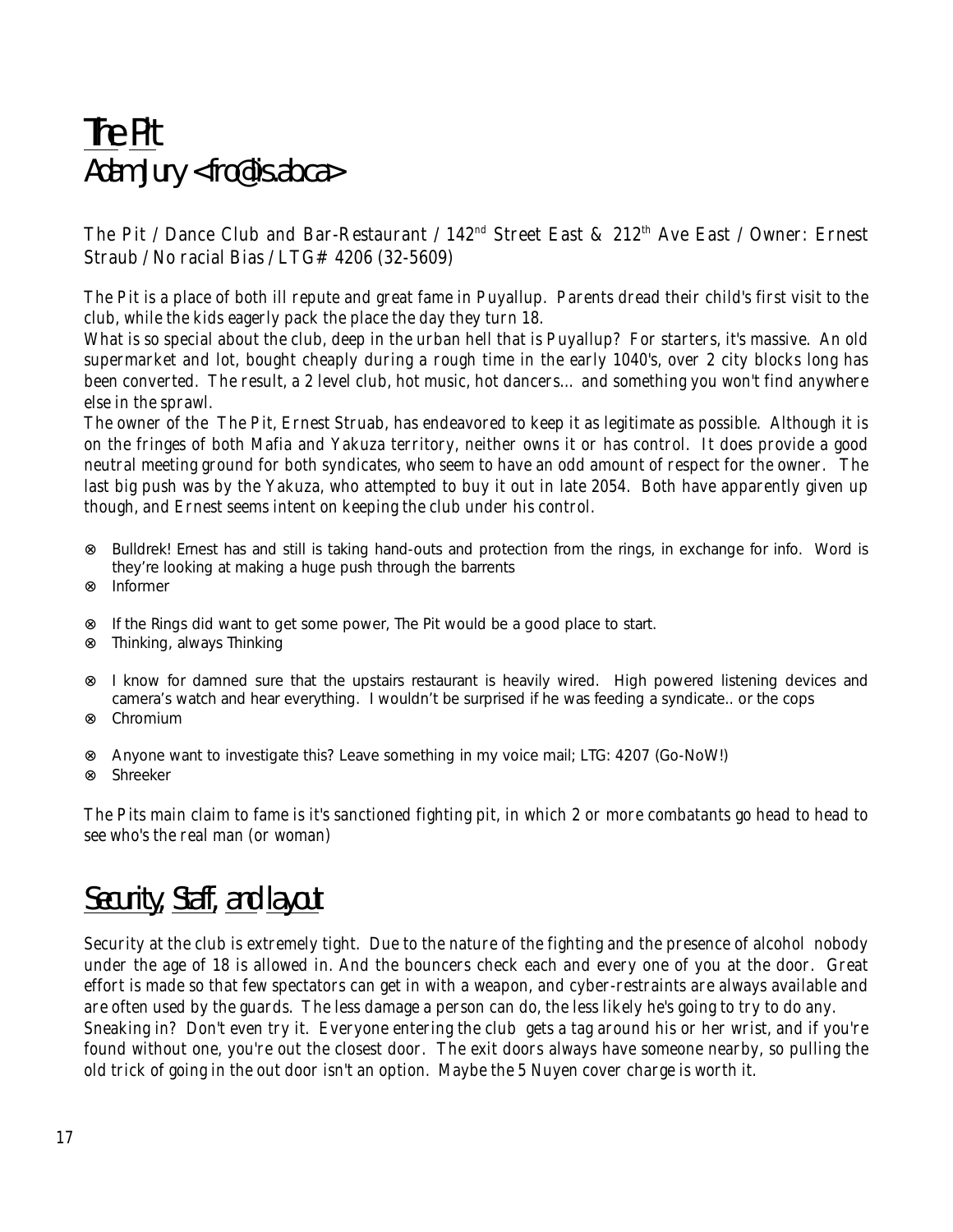# The Pit
## Adam Jury <frog@is.ab.ca>

The Pit / Dance Club and Bar-Restaurant / 142nd Street East & 212th Ave East / Owner: Ernest Straub / No racial Bias / LTG# 4206 (32-5609)

The Pit is a place of both ill repute and great fame in Puyallup. Parents dread their child's first visit to the club, while the kids eagerly pack the place the day they turn 18.

What is so special about the club, deep in the urban hell that is Puyallup? For starters, it's massive. An old supermarket and lot, bought cheaply during a rough time in the early 1040's, over 2 city blocks long has been converted. The result, a 2 level club, hot music, hot dancers… and something you won't find anywhere else in the sprawl.

The owner of the The Pit, Ernest Struab, has endeavored to keep it as legitimate as possible. Although it is on the fringes of both Mafia and Yakuza territory, neither owns it or has control. It does provide a good neutral meeting ground for both syndicates, who seem to have an odd amount of respect for the owner. The last big push was by the Yakuza, who attempted to buy it out in late 2054. Both have apparently given up though, and Ernest seems intent on keeping the club under his control.

- Bulldrek! Ernest has and still is taking hand-outs and protection from the rings, in exchange for info. Word is they're looking at making a huge push through the barrents
- Informer

- If the Rings did want to get some power, The Pit would be a good place to start.
- Thinking, always Thinking

- I know for damned sure that the upstairs restaurant is heavily wired. High powered listening devices and camera's watch and hear everything. I wouldn't be surprised if he was feeding a syndicate.. or the cops
- Chromium

- Anyone want to investigate this? Leave something in my voice mail; LTG: 4207 (Go-NoW!)
- Shreeker

The Pits main claim to fame is it's sanctioned fighting pit, in which 2 or more combatants go head to head to see who's the real man (or woman)

## Security, Staff, and layout

Security at the club is extremely tight. Due to the nature of the fighting and the presence of alcohol nobody under the age of 18 is allowed in. And the bouncers check each and every one of you at the door. Great effort is made so that few spectators can get in with a weapon, and cyber-restraints are always available and are often used by the guards. The less damage a person can do, the less likely he's going to try to do any.

Sneaking in? Don't even try it. Everyone entering the club gets a tag around his or her wrist, and if you're found without one, you're out the closest door. The exit doors always have someone nearby, so pulling the old trick of going in the out door isn't an option. Maybe the 5 Nuyen cover charge is worth it.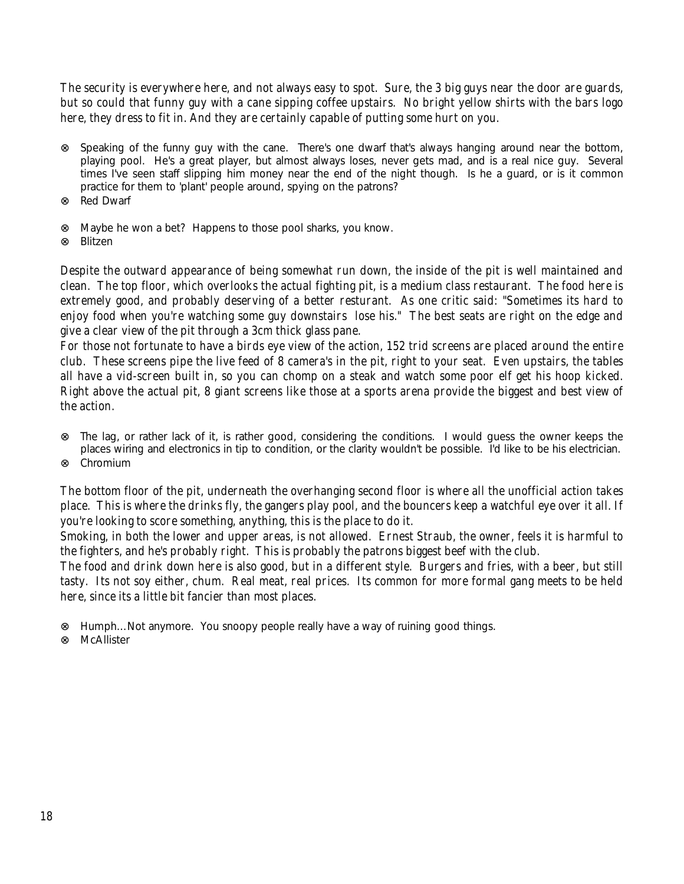*The security is everywhere here, and not always easy to spot. Sure, the 3 big guys near the door are guards, but so could that funny guy with a cane sipping coffee upstairs. No bright yellow shirts with the bars logo here, they dress to fit in. And they are certainly capable of putting some hurt on you.*

- Speaking of the funny guy with the cane. There's one dwarf that's always hanging around near the bottom, playing pool. He's a great player, but almost always loses, never gets mad, and is a real nice guy. Several times I've seen staff slipping him money near the end of the night though. Is he a guard, or is it common practice for them to 'plant' people around, spying on the patrons?
- Red Dwarf

- Maybe he won a bet? Happens to those pool sharks, you know.
- Blitzen

*Despite the outward appearance of being somewhat run down, the inside of the pit is well maintained and clean. The top floor, which overlooks the actual fighting pit, is a medium class restaurant. The food here is extremely good, and probably deserving of a better resturant. As one critic said: "Sometimes its hard to enjoy food when you're watching some guy downstairs lose his." The best seats are right on the edge and give a clear view of the pit through a 3cm thick glass pane.*

*For those not fortunate to have a birds eye view of the action, 152 trid screens are placed around the entire club. These screens pipe the live feed of 8 camera's in the pit, right to your seat. Even upstairs, the tables all have a vid-screen built in, so you can chomp on a steak and watch some poor elf get his hoop kicked. Right above the actual pit, 8 giant screens like those at a sports arena provide the biggest and best view of the action.*

- The lag, or rather lack of it, is rather good, considering the conditions. I would guess the owner keeps the places wiring and electronics in tip to condition, or the clarity wouldn't be possible. I'd like to be his electrician.
- Chromium

*The bottom floor of the pit, underneath the overhanging second floor is where all the unofficial action takes place. This is where the drinks fly, the gangers play pool, and the bouncers keep a watchful eye over it all. If you're looking to score something, anything, this is the place to do it.*

*Smoking, in both the lower and upper areas, is not allowed. Ernest Straub, the owner, feels it is harmful to the fighters, and he's probably right. This is probably the patrons biggest beef with the club.*

*The food and drink down here is also good, but in a different style. Burgers and fries, with a beer, but still tasty. Its not soy either, chum. Real meat, real prices. Its common for more formal gang meets to be held here, since its a little bit fancier than most places.*

- Humph…Not anymore. You snoopy people really have a way of ruining good things.
- McAllister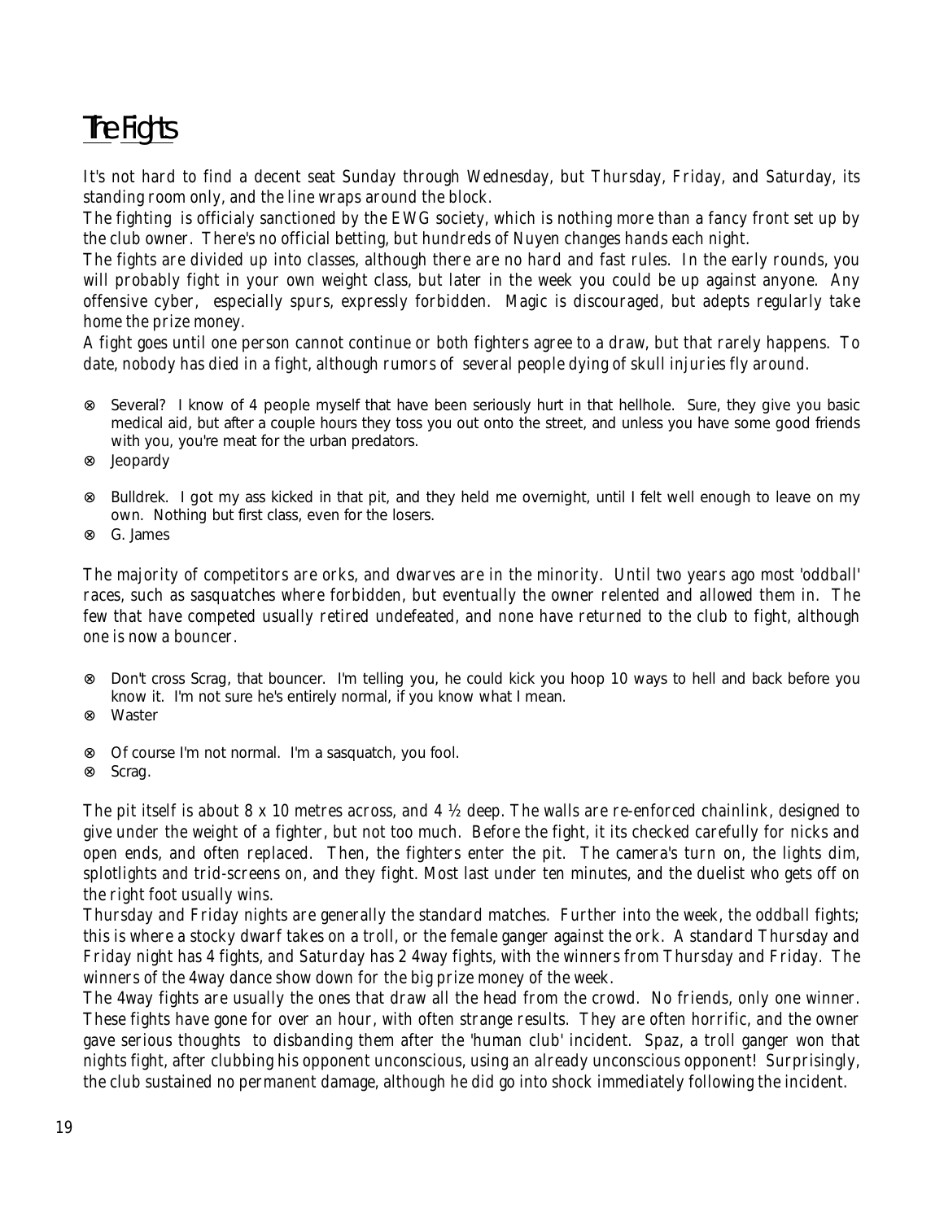# The Fights

It's not hard to find a decent seat Sunday through Wednesday, but Thursday, Friday, and Saturday, its standing room only, and the line wraps around the block.

The fighting is officialy sanctioned by the EWG society, which is nothing more than a fancy front set up by the club owner. There's no official betting, but hundreds of Nuyen changes hands each night.

The fights are divided up into classes, although there are no hard and fast rules. In the early rounds, you will probably fight in your own weight class, but later in the week you could be up against anyone. Any offensive cyber, especially spurs, expressly forbidden. Magic is discouraged, but adepts regularly take home the prize money.

A fight goes until one person cannot continue or both fighters agree to a draw, but that rarely happens. To date, nobody has died in a fight, although rumors of several people dying of skull injuries fly around.

- ⊗ Several? I know of 4 people myself that have been seriously hurt in that hellhole. Sure, they give you basic medical aid, but after a couple hours they toss you out onto the street, and unless you have some good friends with you, you're meat for the urban predators.
- ⊗ Jeopardy

- ⊗ Bulldrek. I got my ass kicked in that pit, and they held me overnight, until I felt well enough to leave on my own. Nothing but first class, even for the losers.
- ⊗ G. James

The majority of competitors are orks, and dwarves are in the minority. Until two years ago most 'oddball' races, such as sasquatches where forbidden, but eventually the owner relented and allowed them in. The few that have competed usually retired undefeated, and none have returned to the club to fight, although one is now a bouncer.

- ⊗ Don't cross Scrag, that bouncer. I'm telling you, he could kick you hoop 10 ways to hell and back before you know it. I'm not sure he's entirely normal, if you know what I mean.
- ⊗ Waster

- ⊗ Of course I'm not normal. I'm a sasquatch, you fool.
- ⊗ Scrag.

The pit itself is about 8 x 10 metres across, and 4 ½ deep. The walls are re-enforced chainlink, designed to give under the weight of a fighter, but not too much. Before the fight, it its checked carefully for nicks and open ends, and often replaced. Then, the fighters enter the pit. The camera's turn on, the lights dim, splotlights and trid-screens on, and they fight. Most last under ten minutes, and the duelist who gets off on the right foot usually wins.

Thursday and Friday nights are generally the standard matches. Further into the week, the oddball fights; this is where a stocky dwarf takes on a troll, or the female ganger against the ork. A standard Thursday and Friday night has 4 fights, and Saturday has 2 4way fights, with the winners from Thursday and Friday. The winners of the 4way dance show down for the big prize money of the week.

The 4way fights are usually the ones that draw all the head from the crowd. No friends, only one winner. These fights have gone for over an hour, with often strange results. They are often horrific, and the owner gave serious thoughts to disbanding them after the 'human club' incident. Spaz, a troll ganger won that nights fight, after clubbing his opponent unconscious, using an already unconscious opponent! Surprisingly, the club sustained no permanent damage, although he did go into shock immediately following the incident.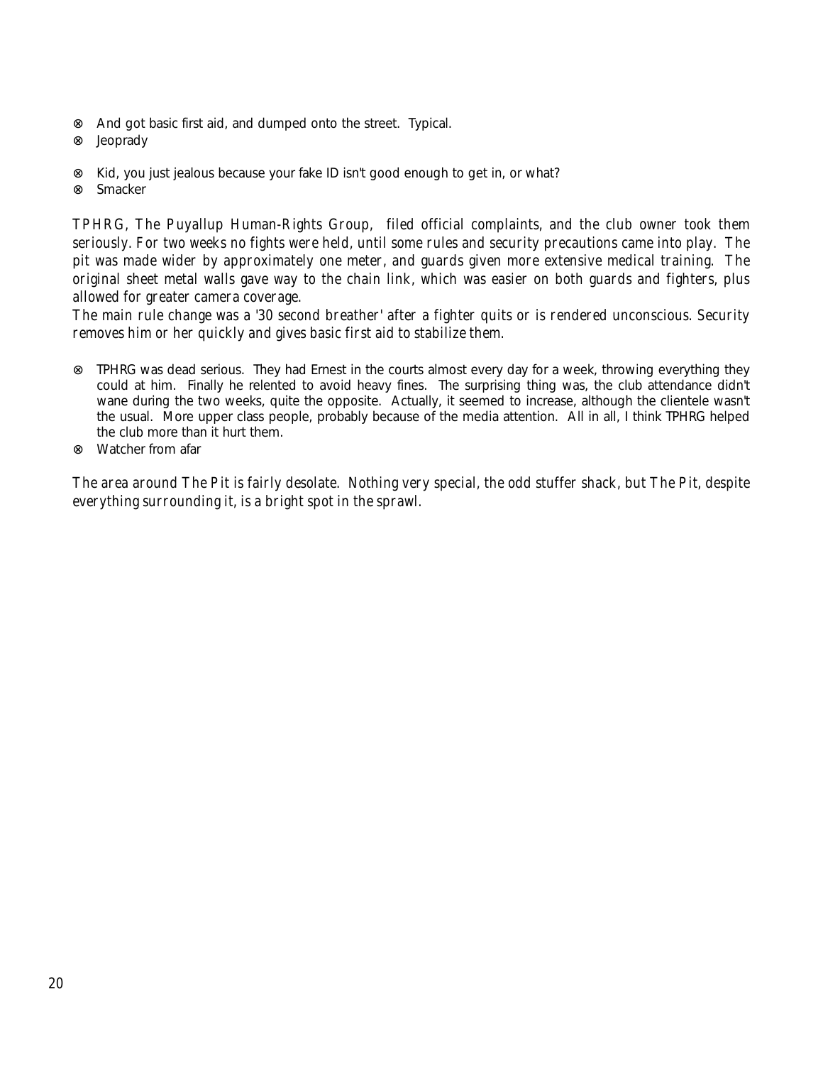- ⊗ And got basic first aid, and dumped onto the street. Typical.
- ⊗ Jeoprady

- ⊗ Kid, you just jealous because your fake ID isn't good enough to get in, or what?
- ⊗ Smacker

*TPHRG, The Puyallup Human-Rights Group, filed official complaints, and the club owner took them seriously. For two weeks no fights were held, until some rules and security precautions came into play. The pit was made wider by approximately one meter, and guards given more extensive medical training. The original sheet metal walls gave way to the chain link, which was easier on both guards and fighters, plus allowed for greater camera coverage.*
*The main rule change was a '30 second breather' after a fighter quits or is rendered unconscious. Security removes him or her quickly and gives basic first aid to stabilize them.*

- ⊗ TPHRG was dead serious. They had Ernest in the courts almost every day for a week, throwing everything they could at him. Finally he relented to avoid heavy fines. The surprising thing was, the club attendance didn't wane during the two weeks, quite the opposite. Actually, it seemed to increase, although the clientele wasn't the usual. More upper class people, probably because of the media attention. All in all, I think TPHRG helped the club more than it hurt them.
- ⊗ Watcher from afar

*The area around The Pit is fairly desolate. Nothing very special, the odd stuffer shack, but The Pit, despite everything surrounding it, is a bright spot in the sprawl.*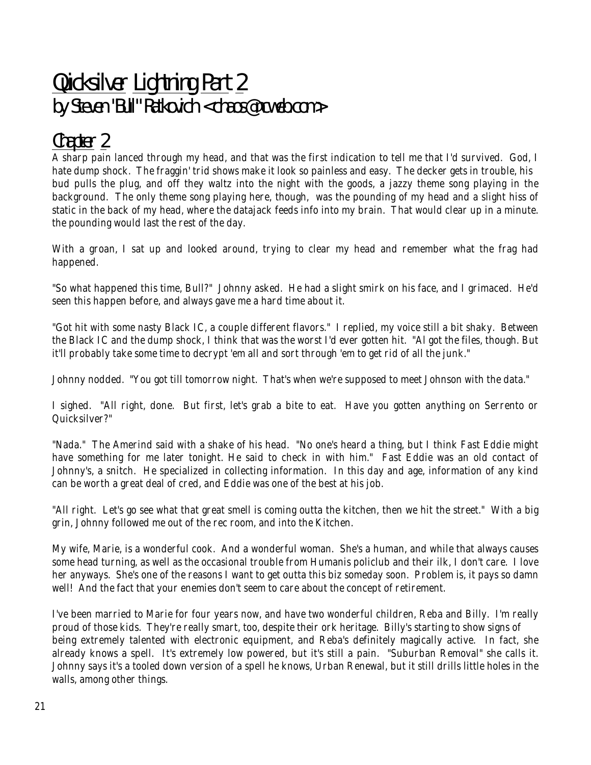# Quicksilver Lightning Part 2
## by Steven "Bull" Ratkovich <chaos@rcwebo.com>

## Chapter 2

A sharp pain lanced through my head, and that was the first indication to tell me that I'd survived. God, I hate dump shock. The fraggin' trid shows make it look so painless and easy. The decker gets in trouble, his bud pulls the plug, and off they waltz into the night with the goods, a jazzy theme song playing in the background. The only theme song playing here, though, was the pounding of my head and a slight hiss of static in the back of my head, where the datajack feeds info into my brain. That would clear up in a minute. the pounding would last the rest of the day.

With a groan, I sat up and looked around, trying to clear my head and remember what the frag had happened.

"So what happened this time, Bull?" Johnny asked. He had a slight smirk on his face, and I grimaced. He'd seen this happen before, and always gave me a hard time about it.

"Got hit with some nasty Black IC, a couple different flavors." I replied, my voice still a bit shaky. Between the Black IC and the dump shock, I think that was the worst I'd ever gotten hit. "Al got the files, though. But it'll probably take some time to decrypt 'em all and sort through 'em to get rid of all the junk."

Johnny nodded. "You got till tomorrow night. That's when we're supposed to meet Johnson with the data."

I sighed. "All right, done. But first, let's grab a bite to eat. Have you gotten anything on Serrento or Quicksilver?"

"Nada." The Amerind said with a shake of his head. "No one's heard a thing, but I think Fast Eddie might have something for me later tonight. He said to check in with him." Fast Eddie was an old contact of Johnny's, a snitch. He specialized in collecting information. In this day and age, information of any kind can be worth a great deal of cred, and Eddie was one of the best at his job.

"All right. Let's go see what that great smell is coming outta the kitchen, then we hit the street." With a big grin, Johnny followed me out of the rec room, and into the Kitchen.

My wife, Marie, is a wonderful cook. And a wonderful woman. She's a human, and while that always causes some head turning, as well as the occasional trouble from Humanis policlub and their ilk, I don't care. I love her anyways. She's one of the reasons I want to get outta this biz someday soon. Problem is, it pays so damn well! And the fact that your enemies don't seem to care about the concept of retirement.

I've been married to Marie for four years now, and have two wonderful children, Reba and Billy. I'm really proud of those kids. They're really smart, too, despite their ork heritage. Billy's starting to show signs of being extremely talented with electronic equipment, and Reba's definitely magically active. In fact, she already knows a spell. It's extremely low powered, but it's still a pain. "Suburban Removal" she calls it. Johnny says it's a tooled down version of a spell he knows, Urban Renewal, but it still drills little holes in the walls, among other things.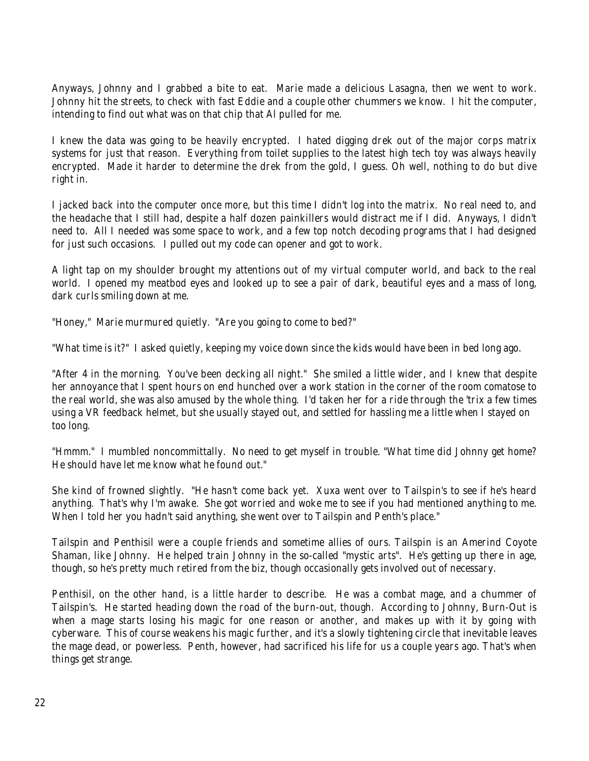Anyways, Johnny and I grabbed a bite to eat. Marie made a delicious Lasagna, then we went to work. Johnny hit the streets, to check with fast Eddie and a couple other chummers we know. I hit the computer, intending to find out what was on that chip that Al pulled for me.

I knew the data was going to be heavily encrypted. I hated digging drek out of the major corps matrix systems for just that reason. Everything from toilet supplies to the latest high tech toy was always heavily encrypted. Made it harder to determine the drek from the gold, I guess. Oh well, nothing to do but dive right in.

I jacked back into the computer once more, but this time I didn't log into the matrix. No real need to, and the headache that I still had, despite a half dozen painkillers would distract me if I did. Anyways, I didn't need to. All I needed was some space to work, and a few top notch decoding programs that I had designed for just such occasions. I pulled out my code can opener and got to work.

A light tap on my shoulder brought my attentions out of my virtual computer world, and back to the real world. I opened my meatbod eyes and looked up to see a pair of dark, beautiful eyes and a mass of long, dark curls smiling down at me.

"Honey," Marie murmured quietly. "Are you going to come to bed?"

"What time is it?" I asked quietly, keeping my voice down since the kids would have been in bed long ago.

"After 4 in the morning. You've been decking all night." She smiled a little wider, and I knew that despite her annoyance that I spent hours on end hunched over a work station in the corner of the room comatose to the real world, she was also amused by the whole thing. I'd taken her for a ride through the 'trix a few times using a VR feedback helmet, but she usually stayed out, and settled for hassling me a little when I stayed on too long.

"Hmmm." I mumbled noncommittally. No need to get myself in trouble. "What time did Johnny get home? He should have let me know what he found out."

She kind of frowned slightly. "He hasn't come back yet. Xuxa went over to Tailspin's to see if he's heard anything. That's why I'm awake. She got worried and woke me to see if you had mentioned anything to me. When I told her you hadn't said anything, she went over to Tailspin and Penth's place."

Tailspin and Penthisil were a couple friends and sometime allies of ours. Tailspin is an Amerind Coyote Shaman, like Johnny. He helped train Johnny in the so-called "mystic arts". He's getting up there in age, though, so he's pretty much retired from the biz, though occasionally gets involved out of necessary.

Penthisil, on the other hand, is a little harder to describe. He was a combat mage, and a chummer of Tailspin's. He started heading down the road of the burn-out, though. According to Johnny, Burn-Out is when a mage starts losing his magic for one reason or another, and makes up with it by going with cyberware. This of course weakens his magic further, and it's a slowly tightening circle that inevitable leaves the mage dead, or powerless. Penth, however, had sacrificed his life for us a couple years ago. That's when things get strange.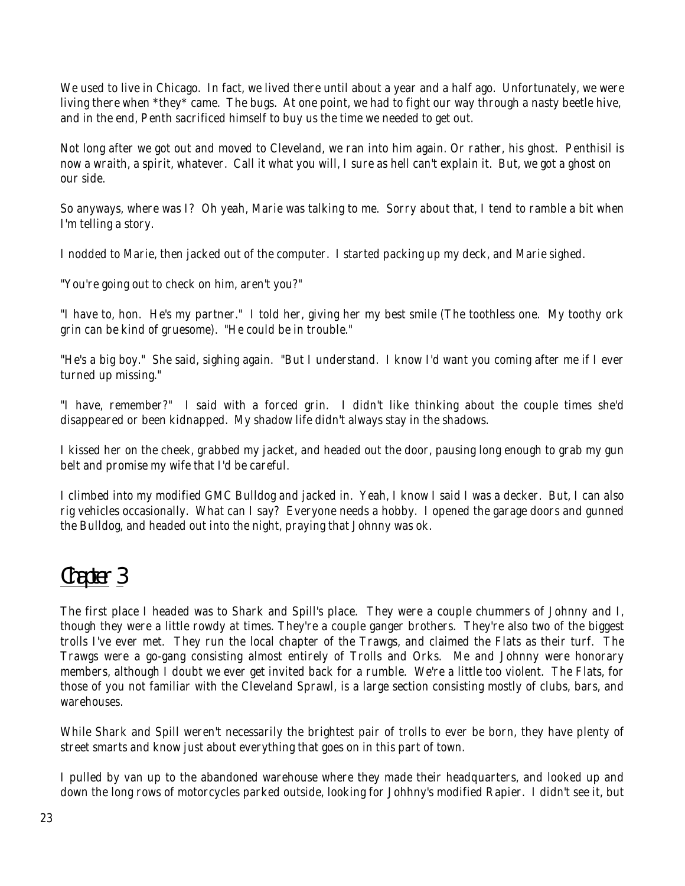We used to live in Chicago. In fact, we lived there until about a year and a half ago. Unfortunately, we were living there when *they* came. The bugs. At one point, we had to fight our way through a nasty beetle hive, and in the end, Penth sacrificed himself to buy us the time we needed to get out.

Not long after we got out and moved to Cleveland, we ran into him again. Or rather, his ghost. Penthisil is now a wraith, a spirit, whatever. Call it what you will, I sure as hell can't explain it. But, we got a ghost on our side.

So anyways, where was I? Oh yeah, Marie was talking to me. Sorry about that, I tend to ramble a bit when I'm telling a story.

I nodded to Marie, then jacked out of the computer. I started packing up my deck, and Marie sighed.

"You're going out to check on him, aren't you?"

"I have to, hon. He's my partner." I told her, giving her my best smile (The toothless one. My toothy ork grin can be kind of gruesome). "He could be in trouble."

"He's a big boy." She said, sighing again. "But I understand. I know I'd want you coming after me if I ever turned up missing."

"I have, remember?" I said with a forced grin. I didn't like thinking about the couple times she'd disappeared or been kidnapped. My shadow life didn't always stay in the shadows.

I kissed her on the cheek, grabbed my jacket, and headed out the door, pausing long enough to grab my gun belt and promise my wife that I'd be careful.

I climbed into my modified GMC Bulldog and jacked in. Yeah, I know I said I was a decker. But, I can also rig vehicles occasionally. What can I say? Everyone needs a hobby. I opened the garage doors and gunned the Bulldog, and headed out into the night, praying that Johnny was ok.

# Chapter 3

The first place I headed was to Shark and Spill's place. They were a couple chummers of Johnny and I, though they were a little rowdy at times. They're a couple ganger brothers. They're also two of the biggest trolls I've ever met. They run the local chapter of the Trawgs, and claimed the Flats as their turf. The Trawgs were a go-gang consisting almost entirely of Trolls and Orks. Me and Johnny were honorary members, although I doubt we ever get invited back for a rumble. We're a little too violent. The Flats, for those of you not familiar with the Cleveland Sprawl, is a large section consisting mostly of clubs, bars, and warehouses.

While Shark and Spill weren't necessarily the brightest pair of trolls to ever be born, they have plenty of street smarts and know just about everything that goes on in this part of town.

I pulled by van up to the abandoned warehouse where they made their headquarters, and looked up and down the long rows of motorcycles parked outside, looking for Johhny's modified Rapier. I didn't see it, but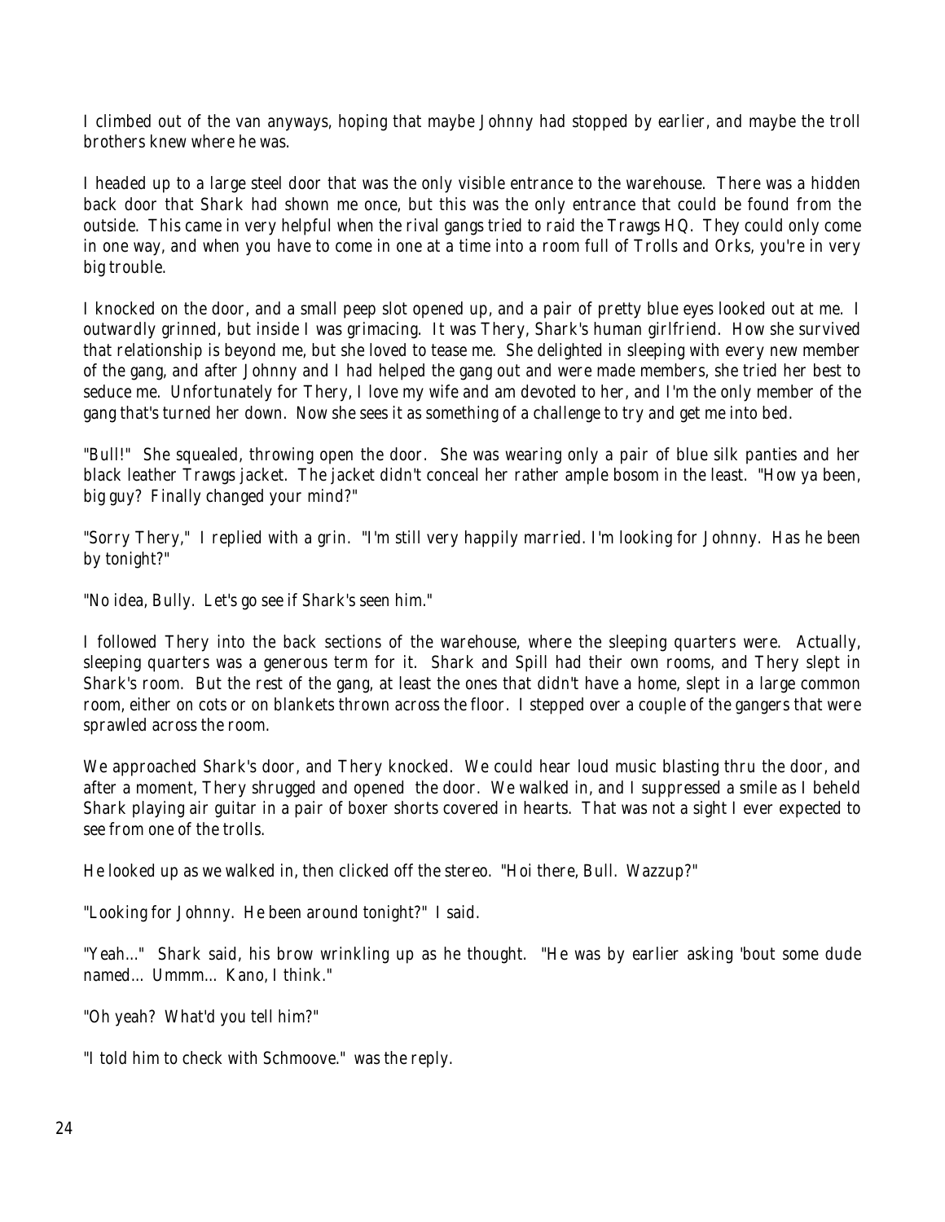I climbed out of the van anyways, hoping that maybe Johnny had stopped by earlier, and maybe the troll brothers knew where he was.

I headed up to a large steel door that was the only visible entrance to the warehouse. There was a hidden back door that Shark had shown me once, but this was the only entrance that could be found from the outside. This came in very helpful when the rival gangs tried to raid the Trawgs HQ. They could only come in one way, and when you have to come in one at a time into a room full of Trolls and Orks, you're in very big trouble.

I knocked on the door, and a small peep slot opened up, and a pair of pretty blue eyes looked out at me. I outwardly grinned, but inside I was grimacing. It was Thery, Shark's human girlfriend. How she survived that relationship is beyond me, but she loved to tease me. She delighted in sleeping with every new member of the gang, and after Johnny and I had helped the gang out and were made members, she tried her best to seduce me. Unfortunately for Thery, I love my wife and am devoted to her, and I'm the only member of the gang that's turned her down. Now she sees it as something of a challenge to try and get me into bed.

"Bull!" She squealed, throwing open the door. She was wearing only a pair of blue silk panties and her black leather Trawgs jacket. The jacket didn't conceal her rather ample bosom in the least. "How ya been, big guy? Finally changed your mind?"

"Sorry Thery," I replied with a grin. "I'm still very happily married. I'm looking for Johnny. Has he been by tonight?"

"No idea, Bully. Let's go see if Shark's seen him."

I followed Thery into the back sections of the warehouse, where the sleeping quarters were. Actually, sleeping quarters was a generous term for it. Shark and Spill had their own rooms, and Thery slept in Shark's room. But the rest of the gang, at least the ones that didn't have a home, slept in a large common room, either on cots or on blankets thrown across the floor. I stepped over a couple of the gangers that were sprawled across the room.

We approached Shark's door, and Thery knocked. We could hear loud music blasting thru the door, and after a moment, Thery shrugged and opened the door. We walked in, and I suppressed a smile as I beheld Shark playing air guitar in a pair of boxer shorts covered in hearts. That was not a sight I ever expected to see from one of the trolls.

He looked up as we walked in, then clicked off the stereo. "Hoi there, Bull. Wazzup?"

"Looking for Johnny. He been around tonight?" I said.

"Yeah..." Shark said, his brow wrinkling up as he thought. "He was by earlier asking 'bout some dude named... Ummm... Kano, I think."

"Oh yeah? What'd you tell him?"

"I told him to check with Schmoove." was the reply.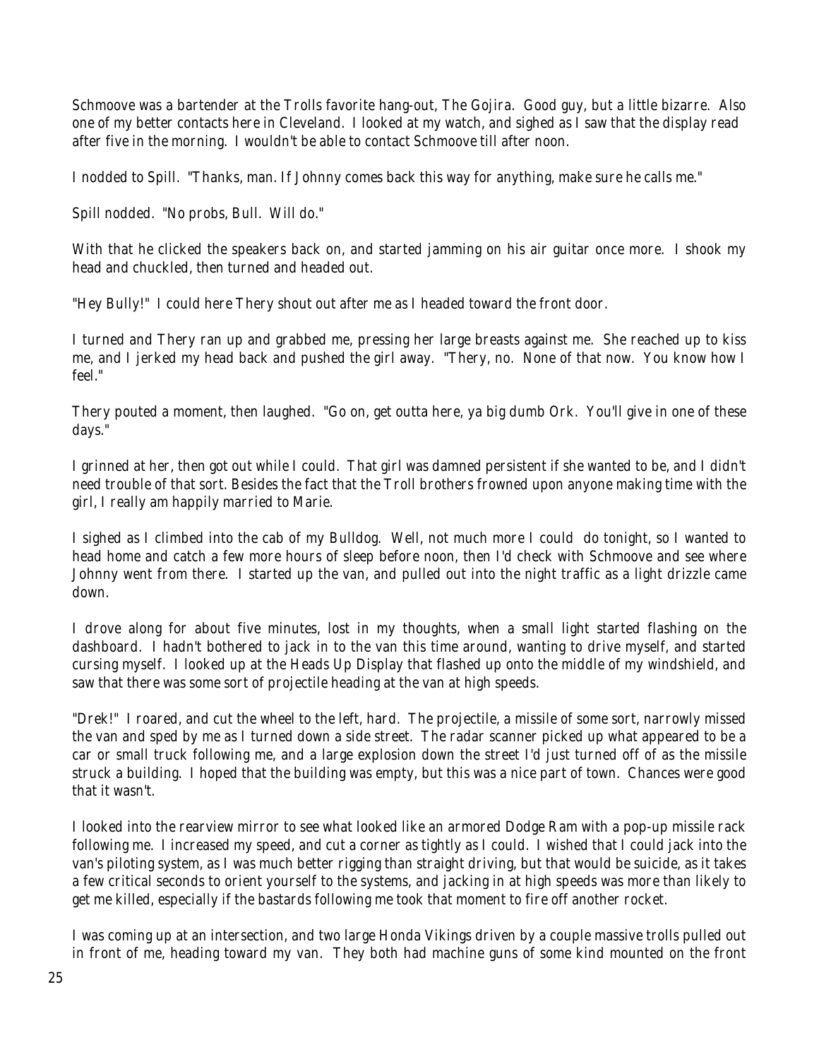Schmoove was a bartender at the Trolls favorite hang-out, The Gojira. Good guy, but a little bizarre. Also one of my better contacts here in Cleveland. I looked at my watch, and sighed as I saw that the display read after five in the morning. I wouldn't be able to contact Schmoove till after noon.

I nodded to Spill. "Thanks, man. If Johnny comes back this way for anything, make sure he calls me."

Spill nodded. "No probs, Bull. Will do."

With that he clicked the speakers back on, and started jamming on his air guitar once more. I shook my head and chuckled, then turned and headed out.

"Hey Bully!" I could here Thery shout out after me as I headed toward the front door.

I turned and Thery ran up and grabbed me, pressing her large breasts against me. She reached up to kiss me, and I jerked my head back and pushed the girl away. "Thery, no. None of that now. You know how I feel."

Thery pouted a moment, then laughed. "Go on, get outta here, ya big dumb Ork. You'll give in one of these days."

I grinned at her, then got out while I could. That girl was damned persistent if she wanted to be, and I didn't need trouble of that sort. Besides the fact that the Troll brothers frowned upon anyone making time with the girl, I really am happily married to Marie.

I sighed as I climbed into the cab of my Bulldog. Well, not much more I could do tonight, so I wanted to head home and catch a few more hours of sleep before noon, then I'd check with Schmoove and see where Johnny went from there. I started up the van, and pulled out into the night traffic as a light drizzle came down.

I drove along for about five minutes, lost in my thoughts, when a small light started flashing on the dashboard. I hadn't bothered to jack in to the van this time around, wanting to drive myself, and started cursing myself. I looked up at the Heads Up Display that flashed up onto the middle of my windshield, and saw that there was some sort of projectile heading at the van at high speeds.

"Drek!" I roared, and cut the wheel to the left, hard. The projectile, a missile of some sort, narrowly missed the van and sped by me as I turned down a side street. The radar scanner picked up what appeared to be a car or small truck following me, and a large explosion down the street I'd just turned off of as the missile struck a building. I hoped that the building was empty, but this was a nice part of town. Chances were good that it wasn't.

I looked into the rearview mirror to see what looked like an armored Dodge Ram with a pop-up missile rack following me. I increased my speed, and cut a corner as tightly as I could. I wished that I could jack into the van's piloting system, as I was much better rigging than straight driving, but that would be suicide, as it takes a few critical seconds to orient yourself to the systems, and jacking in at high speeds was more than likely to get me killed, especially if the bastards following me took that moment to fire off another rocket.

I was coming up at an intersection, and two large Honda Vikings driven by a couple massive trolls pulled out in front of me, heading toward my van. They both had machine guns of some kind mounted on the front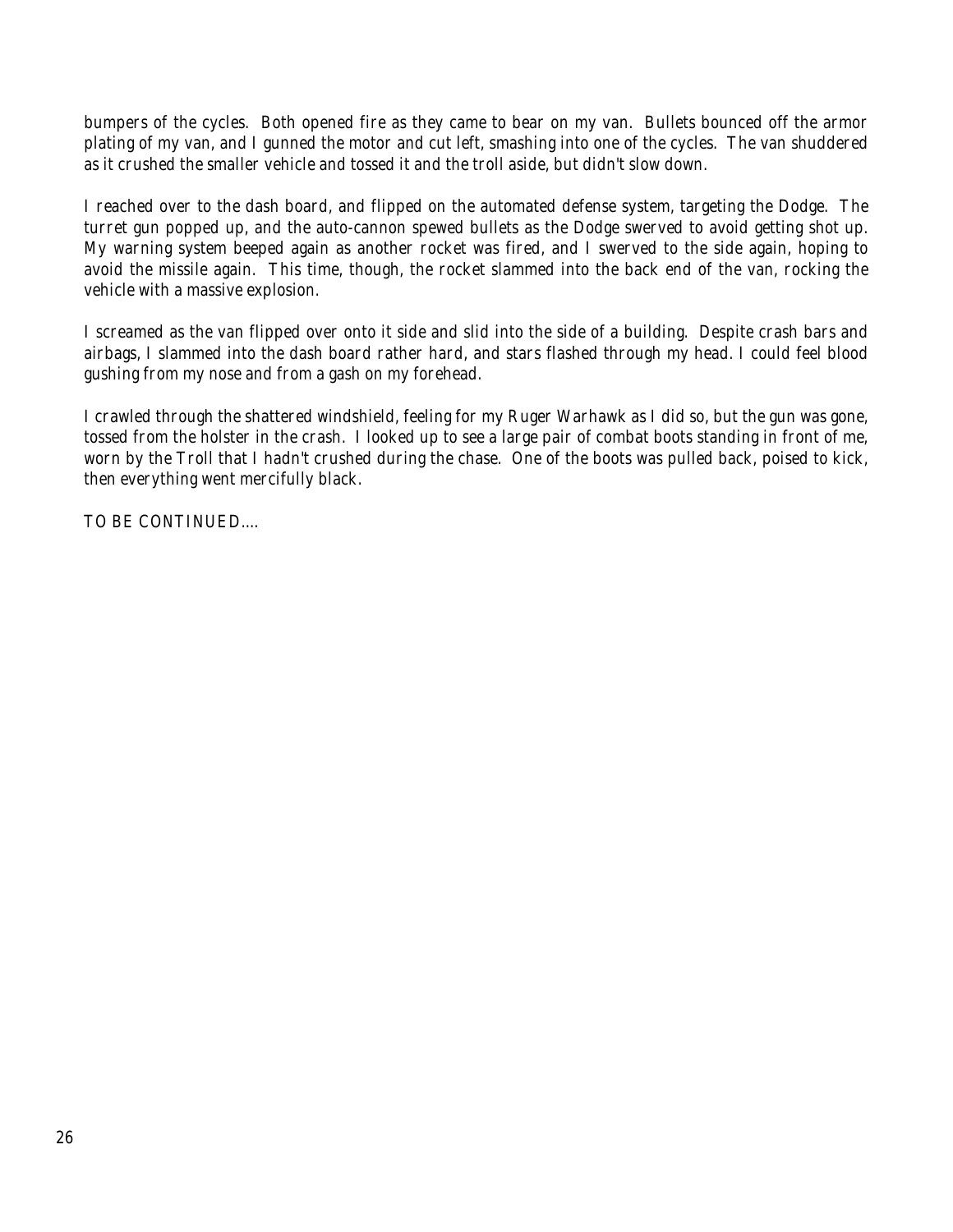bumpers of the cycles. Both opened fire as they came to bear on my van. Bullets bounced off the armor plating of my van, and I gunned the motor and cut left, smashing into one of the cycles. The van shuddered as it crushed the smaller vehicle and tossed it and the troll aside, but didn't slow down.

I reached over to the dash board, and flipped on the automated defense system, targeting the Dodge. The turret gun popped up, and the auto-cannon spewed bullets as the Dodge swerved to avoid getting shot up. My warning system beeped again as another rocket was fired, and I swerved to the side again, hoping to avoid the missile again. This time, though, the rocket slammed into the back end of the van, rocking the vehicle with a massive explosion.

I screamed as the van flipped over onto it side and slid into the side of a building. Despite crash bars and airbags, I slammed into the dash board rather hard, and stars flashed through my head. I could feel blood gushing from my nose and from a gash on my forehead.

I crawled through the shattered windshield, feeling for my Ruger Warhawk as I did so, but the gun was gone, tossed from the holster in the crash. I looked up to see a large pair of combat boots standing in front of me, worn by the Troll that I hadn't crushed during the chase. One of the boots was pulled back, poised to kick, then everything went mercifully black.

TO BE CONTINUED....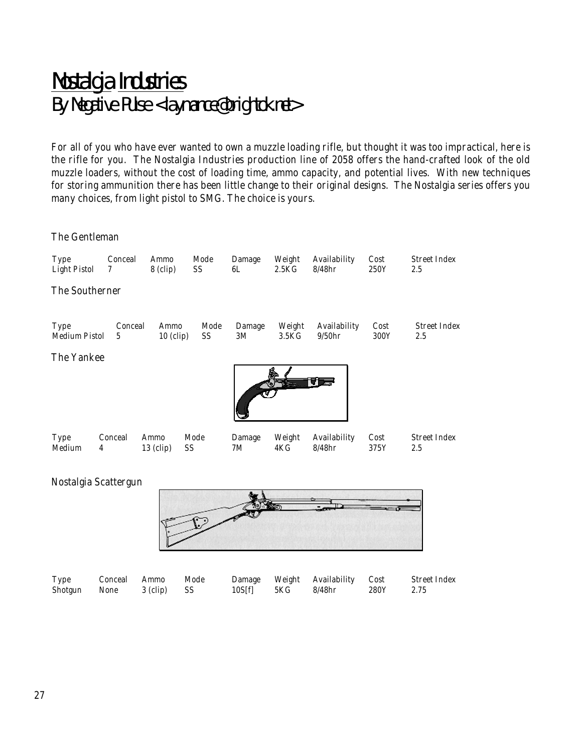# Nostalgia Industries

## By Negative Pulse <laynance@brightok.net>

For all of you who have ever wanted to own a muzzle loading rifle, but thought it was too impractical, here is the rifle for you. The Nostalgia Industries production line of 2058 offers the hand-crafted look of the old muzzle loaders, without the cost of loading time, ammo capacity, and potential lives. With new techniques for storing ammunition there has been little change to their original designs. The Nostalgia series offers you many choices, from light pistol to SMG. The choice is yours.

### The Gentleman

| Type | Conceal | Ammo | Mode | Damage | Weight | Availability | Cost | Street Index |
|---|---|---|---|---|---|---|---|---|
| Light Pistol | 7 | 8 (clip) | SS | 6L | 2.5KG | 8/48hr | 250Y | 2.5 |

### The Southerner

| Type | Conceal | Ammo | Mode | Damage | Weight | Availability | Cost | Street Index |
|---|---|---|---|---|---|---|---|---|
| Medium Pistol | 5 | 10 (clip) | SS | 3M | 3.5KG | 9/50hr | 300Y | 2.5 |

### The Yankee

| Type | Conceal | Ammo | Mode | Damage | Weight | Availability | Cost | Street Index |
|---|---|---|---|---|---|---|---|---|
| Medium | 4 | 13 (clip) | SS | 7M | 4KG | 8/48hr | 375Y | 2.5 |

### Nostalgia Scattergun

| Type | Conceal | Ammo | Mode | Damage | Weight | Availability | Cost | Street Index |
|---|---|---|---|---|---|---|---|---|
| Shotgun | None | 3 (clip) | SS | 10S[f] | 5KG | 8/48hr | 280Y | 2.75 |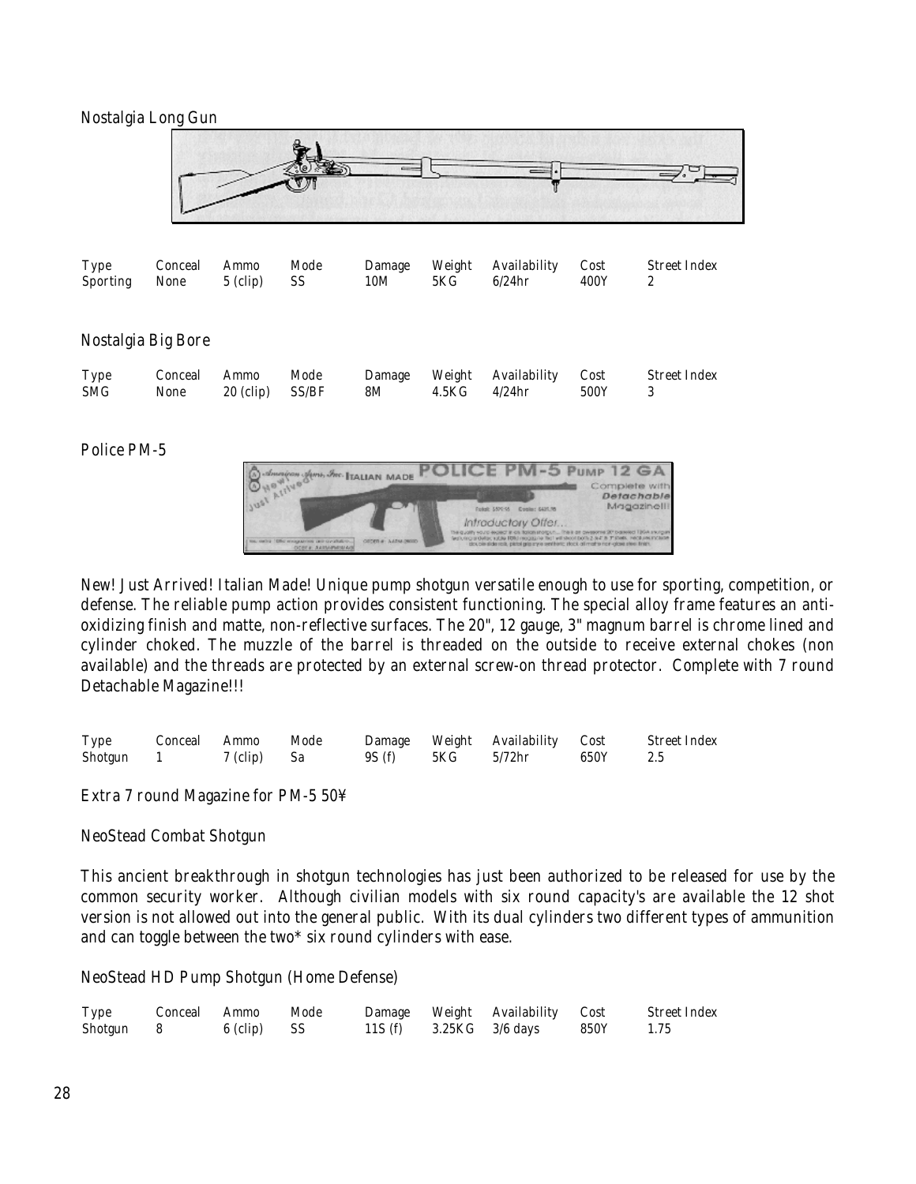## Nostalgia Long Gun

| Type | Conceal | Ammo | Mode | Damage | Weight | Availability | Cost | Street Index |
|---|---|---|---|---|---|---|---|---|
| Sporting | None | 5 (clip) | SS | 10M | 5KG | 6/24hr | 400Y | 2 |

## Nostalgia Big Bore

| Type | Conceal | Ammo | Mode | Damage | Weight | Availability | Cost | Street Index |
|---|---|---|---|---|---|---|---|---|
| SMG | None | 20 (clip) | SS/BF | 8M | 4.5KG | 4/24hr | 500Y | 3 |

## Police PM-5

New! Just Arrived! Italian Made! Unique pump shotgun versatile enough to use for sporting, competition, or defense. The reliable pump action provides consistent functioning. The special alloy frame features an anti-oxidizing finish and matte, non-reflective surfaces. The 20", 12 gauge, 3" magnum barrel is chrome lined and cylinder choked. The muzzle of the barrel is threaded on the outside to receive external chokes (non available) and the threads are protected by an external screw-on thread protector. Complete with 7 round Detachable Magazine!!!

| Type | Conceal | Ammo | Mode | Damage | Weight | Availability | Cost | Street Index |
|---|---|---|---|---|---|---|---|---|
| Shotgun | 1 | 7 (clip) | Sa | 9S (f) | 5KG | 5/72hr | 650Y | 2.5 |

Extra 7 round Magazine for PM-5 50¥

## NeoStead Combat Shotgun

This ancient breakthrough in shotgun technologies has just been authorized to be released for use by the common security worker. Although civilian models with six round capacity's are available the 12 shot version is not allowed out into the general public. With its dual cylinders two different types of ammunition and can toggle between the two* six round cylinders with ease.

## NeoStead HD Pump Shotgun (Home Defense)

| Type | Conceal | Ammo | Mode | Damage | Weight | Availability | Cost | Street Index |
|---|---|---|---|---|---|---|---|---|
| Shotgun | 8 | 6 (clip) | SS | 11S (f) | 3.25KG | 3/6 days | 850Y | 1.75 |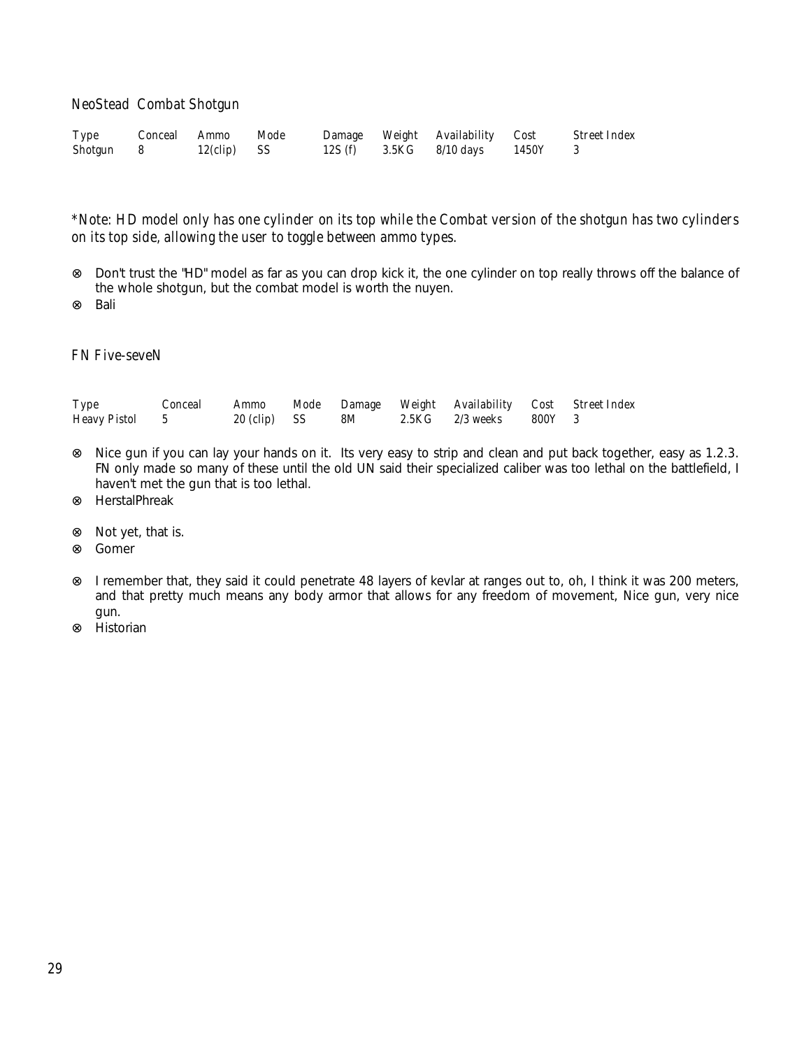### NeoStead Combat Shotgun

| Type | Conceal | Ammo | Mode | Damage | Weight | Availability | Cost | Street Index |
|---|---|---|---|---|---|---|---|---|
| Shotgun | 8 | 12(clip) | SS | 12S (f) | 3.5KG | 8/10 days | 1450Y | 3 |

*Note: HD model only has one cylinder on its top while the Combat version of the shotgun has two cylinders on its top side, allowing the user to toggle between ammo types.*

- ⊗ Don't trust the "HD" model as far as you can drop kick it, the one cylinder on top really throws off the balance of the whole shotgun, but the combat model is worth the nuyen.
- ⊗ Bali

### FN Five-seveN

| Type | Conceal | Ammo | Mode | Damage | Weight | Availability | Cost | Street Index |
|---|---|---|---|---|---|---|---|---|
| Heavy Pistol | 5 | 20 (clip) | SS | 8M | 2.5KG | 2/3 weeks | 800Y | 3 |

- ⊗ Nice gun if you can lay your hands on it. Its very easy to strip and clean and put back together, easy as 1.2.3. FN only made so many of these until the old UN said their specialized caliber was too lethal on the battlefield, I haven't met the gun that is too lethal.
- ⊗ HerstalPhreak

- ⊗ Not yet, that is.
- ⊗ Gomer

- ⊗ I remember that, they said it could penetrate 48 layers of kevlar at ranges out to, oh, I think it was 200 meters, and that pretty much means any body armor that allows for any freedom of movement, Nice gun, very nice gun.
- ⊗ Historian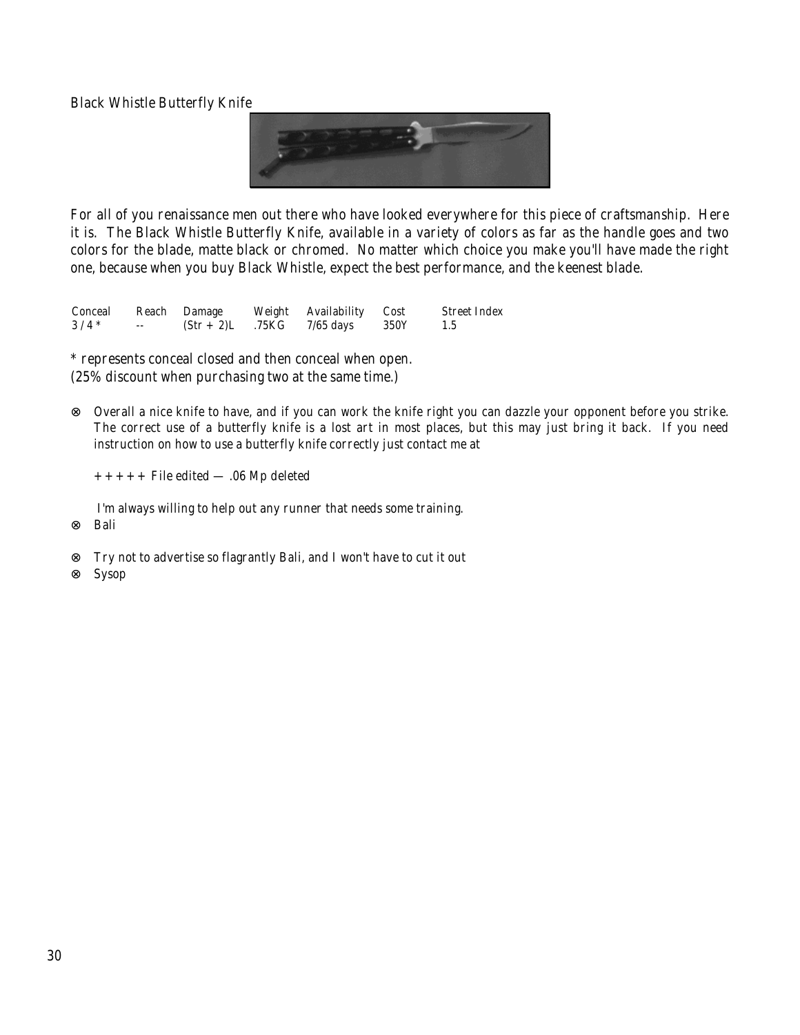## Black Whistle Butterfly Knife

For all of you renaissance men out there who have looked everywhere for this piece of craftsmanship. Here it is. The Black Whistle Butterfly Knife, available in a variety of colors as far as the handle goes and two colors for the blade, matte black or chromed. No matter which choice you make you'll have made the right one, because when you buy Black Whistle, expect the best performance, and the keenest blade.

| Conceal | Reach | Damage | Weight | Availability | Cost | Street Index |
|---|---|---|---|---|---|---|
| 3 / 4 * | -- | (Str + 2)L | .75KG | 7/65 days | 350Y | 1.5 |

* represents conceal closed and then conceal when open.
(25% discount when purchasing two at the same time.)

⊗ Overall a nice knife to have, and if you can work the knife right you can dazzle your opponent before you strike. The correct use of a butterfly knife is a lost art in most places, but this may just bring it back. If you need instruction on how to use a butterfly knife correctly just contact me at

+ + + + + File edited — .06 Mp deleted

I'm always willing to help out any runner that needs some training.

⊗ Bali

⊗ Try not to advertise so flagrantly Bali, and I won't have to cut it out

⊗ Sysop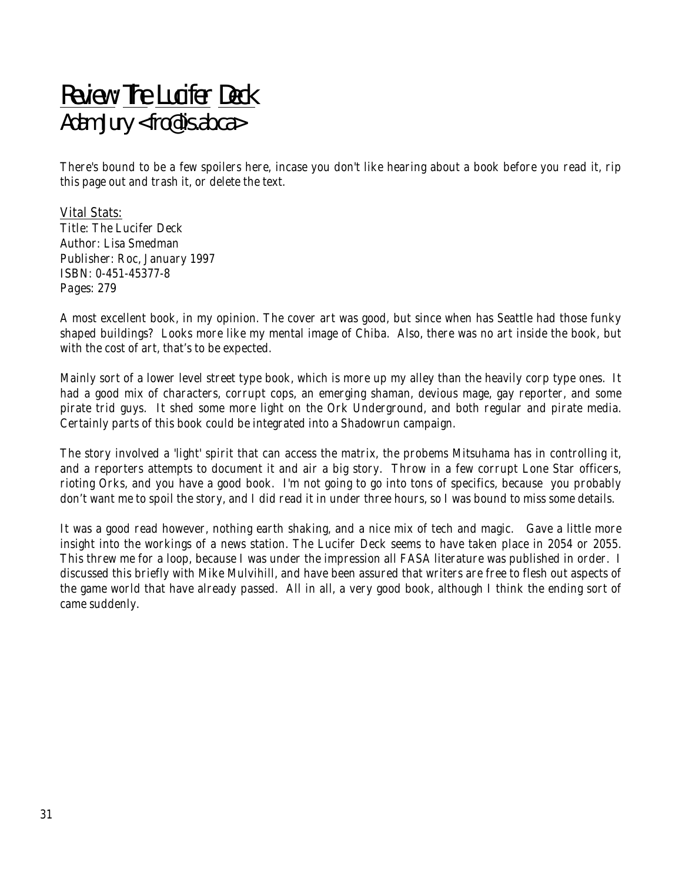# Review: The Lucifer Deck
## Adam Jury <fro@lis.ab.ca>

There's bound to be a few spoilers here, incase you don't like hearing about a book before you read it, rip this page out and trash it, or delete the text.

Vital Stats:
Title: The Lucifer Deck
Author: Lisa Smedman
Publisher: Roc, January 1997
ISBN: 0-451-45377-8
Pages: 279

A most excellent book, in my opinion. The cover art was good, but since when has Seattle had those funky shaped buildings? Looks more like my mental image of Chiba. Also, there was no art inside the book, but with the cost of art, that's to be expected.

Mainly sort of a lower level street type book, which is more up my alley than the heavily corp type ones. It had a good mix of characters, corrupt cops, an emerging shaman, devious mage, gay reporter, and some pirate trid guys. It shed some more light on the Ork Underground, and both regular and pirate media. Certainly parts of this book could be integrated into a Shadowrun campaign.

The story involved a 'light' spirit that can access the matrix, the probems Mitsuhama has in controlling it, and a reporters attempts to document it and air a big story. Throw in a few corrupt Lone Star officers, rioting Orks, and you have a good book. I'm not going to go into tons of specifics, because you probably don't want me to spoil the story, and I did read it in under three hours, so I was bound to miss some details.

It was a good read however, nothing earth shaking, and a nice mix of tech and magic. Gave a little more insight into the workings of a news station. The Lucifer Deck seems to have taken place in 2054 or 2055. This threw me for a loop, because I was under the impression all FASA literature was published in order. I discussed this briefly with Mike Mulvihill, and have been assured that writers are free to flesh out aspects of the game world that have already passed. All in all, a very good book, although I think the ending sort of came suddenly.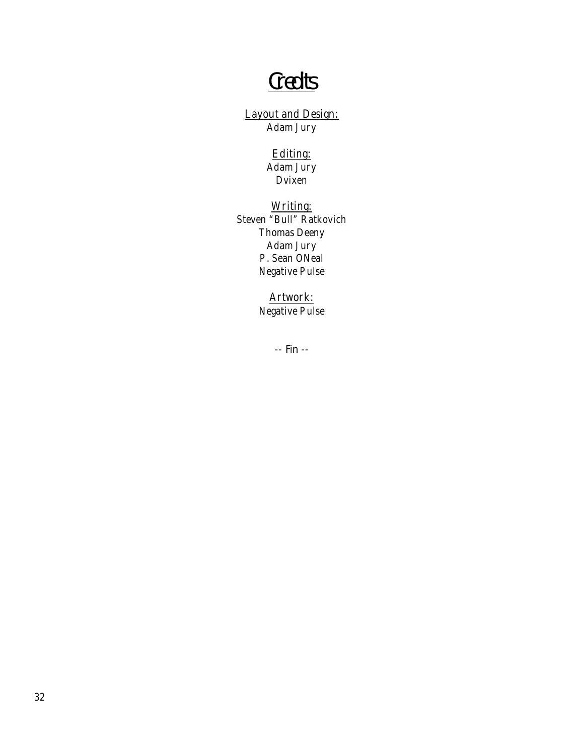# Credits

Layout and Design:
Adam Jury

Editing:
Adam Jury
Dvixen

Writing:
Steven "Bull" Ratkovich
Thomas Deeny
Adam Jury
P. Sean ONeal
Negative Pulse

Artwork:
Negative Pulse

-- Fin --